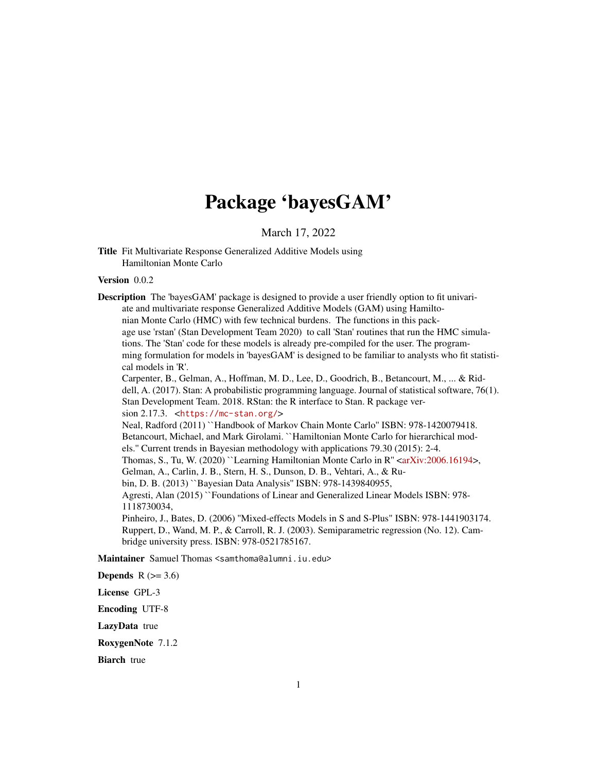# Package 'bayesGAM'

March 17, 2022

**Title** Fit Multivariate Response Generalized Additive Models using Hamiltonian Monte Carlo

**Version** 0.0.2

**Description** The 'bayesGAM' package is designed to provide a user friendly option to fit univariate and multivariate response Generalized Additive Models (GAM) using Hamiltonian Monte Carlo (HMC) with few technical burdens. The functions in this package use 'rstan' (Stan Development Team 2020) to call 'Stan' routines that run the HMC simulations. The 'Stan' code for these models is already pre-compiled for the user. The programming formulation for models in 'bayesGAM' is designed to be familiar to analysts who fit statistical models in 'R'.
Carpenter, B., Gelman, A., Hoffman, M. D., Lee, D., Goodrich, B., Betancourt, M., ... & Riddell, A. (2017). Stan: A probabilistic programming language. Journal of statistical software, 76(1).
Stan Development Team. 2018. RStan: the R interface to Stan. R package version 2.17.3. <https://mc-stan.org/>
Neal, Radford (2011) ``Handbook of Markov Chain Monte Carlo'' ISBN: 978-1420079418.
Betancourt, Michael, and Mark Girolami. ``Hamiltonian Monte Carlo for hierarchical models.'' Current trends in Bayesian methodology with applications 79.30 (2015): 2-4.
Thomas, S., Tu, W. (2020) ``Learning Hamiltonian Monte Carlo in R'' <arXiv:2006.16194>,
Gelman, A., Carlin, J. B., Stern, H. S., Dunson, D. B., Vehtari, A., & Rubin, D. B. (2013) ``Bayesian Data Analysis'' ISBN: 978-1439840955,
Agresti, Alan (2015) ``Foundations of Linear and Generalized Linear Models ISBN: 978-1118730034,
Pinheiro, J., Bates, D. (2006) "Mixed-effects Models in S and S-Plus" ISBN: 978-1441903174.
Ruppert, D., Wand, M. P., & Carroll, R. J. (2003). Semiparametric regression (No. 12). Cambridge university press. ISBN: 978-0521785167.

**Maintainer** Samuel Thomas <samthoma@alumni.iu.edu>

**Depends** R (>= 3.6)

**License** GPL-3

**Encoding** UTF-8

**LazyData** true

**RoxygenNote** 7.1.2

**Biarch** true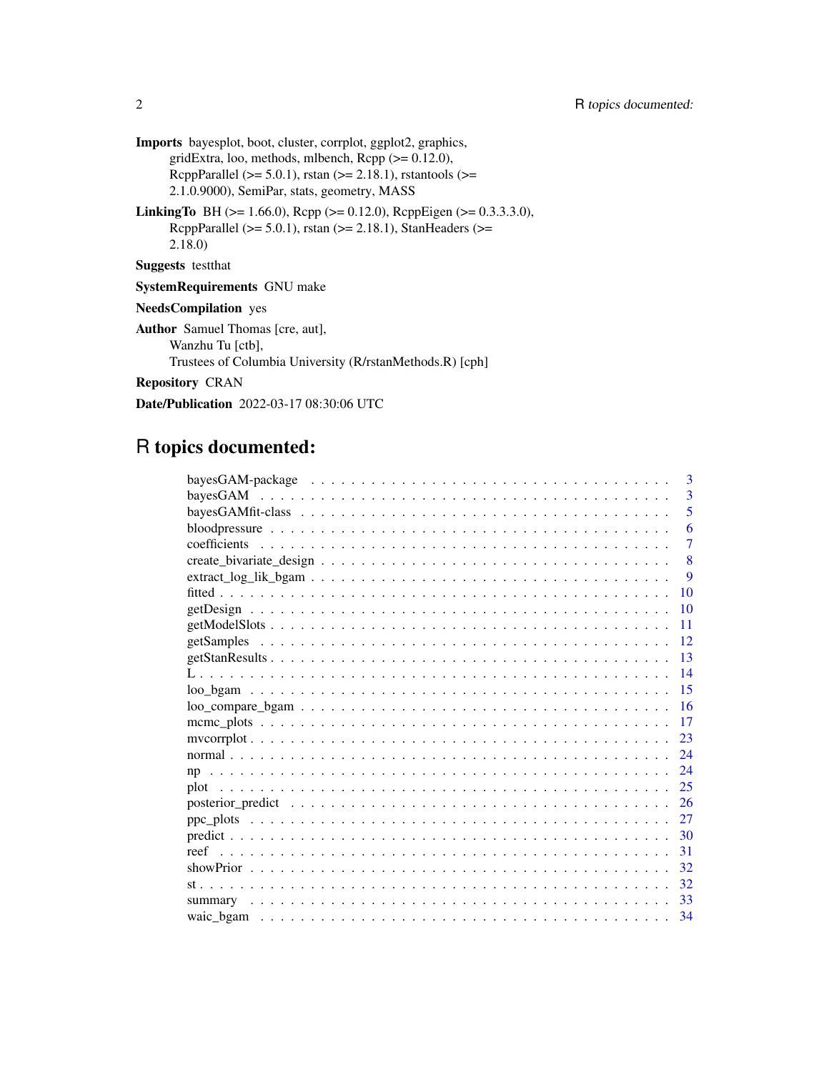**Imports** bayesplot, boot, cluster, corrplot, ggplot2, graphics, gridExtra, loo, methods, mlbench, Rcpp (>= 0.12.0), RcppParallel (>= 5.0.1), rstan (>= 2.18.1), rstantools (>= 2.1.0.9000), SemiPar, stats, geometry, MASS

**LinkingTo** BH (>= 1.66.0), Rcpp (>= 0.12.0), RcppEigen (>= 0.3.3.3.0), RcppParallel (>= 5.0.1), rstan (>= 2.18.1), StanHeaders (>= 2.18.0)

**Suggests** testthat

**SystemRequirements** GNU make

**NeedsCompilation** yes

**Author** Samuel Thomas [cre, aut], Wanzhu Tu [ctb], Trustees of Columbia University (R/rstanMethods.R) [cph]

**Repository** CRAN

**Date/Publication** 2022-03-17 08:30:06 UTC

# R topics documented:

| | |
|---|---|
| bayesGAM-package | 3 |
| bayesGAM | 3 |
| bayesGAMfit-class | 5 |
| bloodpressure | 6 |
| coefficients | 7 |
| create_bivariate_design | 8 |
| extract_log_lik_bgam | 9 |
| fitted | 10 |
| getDesign | 10 |
| getModelSlots | 11 |
| getSamples | 12 |
| getStanResults | 13 |
| L | 14 |
| loo_bgam | 15 |
| loo_compare_bgam | 16 |
| mcmc_plots | 17 |
| mvcorrplot | 23 |
| normal | 24 |
| np | 24 |
| plot | 25 |
| posterior_predict | 26 |
| ppc_plots | 27 |
| predict | 30 |
| reef | 31 |
| showPrior | 32 |
| st | 32 |
| summary | 33 |
| waic_bgam | 34 |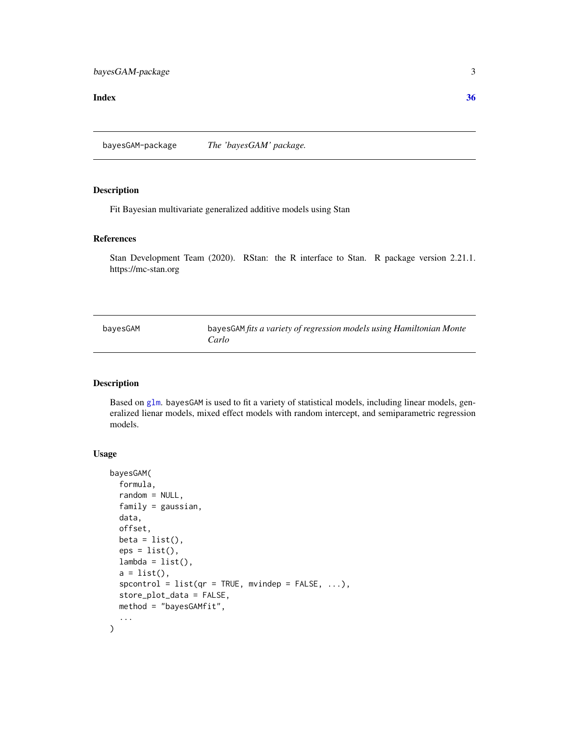**Index** **36**

## bayesGAM-package — *The 'bayesGAM' package.*

### Description

Fit Bayesian multivariate generalized additive models using Stan

### References

Stan Development Team (2020). RStan: the R interface to Stan. R package version 2.21.1. https://mc-stan.org

## bayesGAM — `bayesGAM` *fits a variety of regression models using Hamiltonian Monte Carlo*

### Description

Based on `glm`. `bayesGAM` is used to fit a variety of statistical models, including linear models, generalized lienar models, mixed effect models with random intercept, and semiparametric regression models.

### Usage

```
bayesGAM(
  formula,
  random = NULL,
  family = gaussian,
  data,
  offset,
  beta = list(),
  eps = list(),
  lambda = list(),
  a = list(),
  spcontrol = list(qr = TRUE, mvindep = FALSE, ...),
  store_plot_data = FALSE,
  method = "bayesGAMfit",
  ...
)
```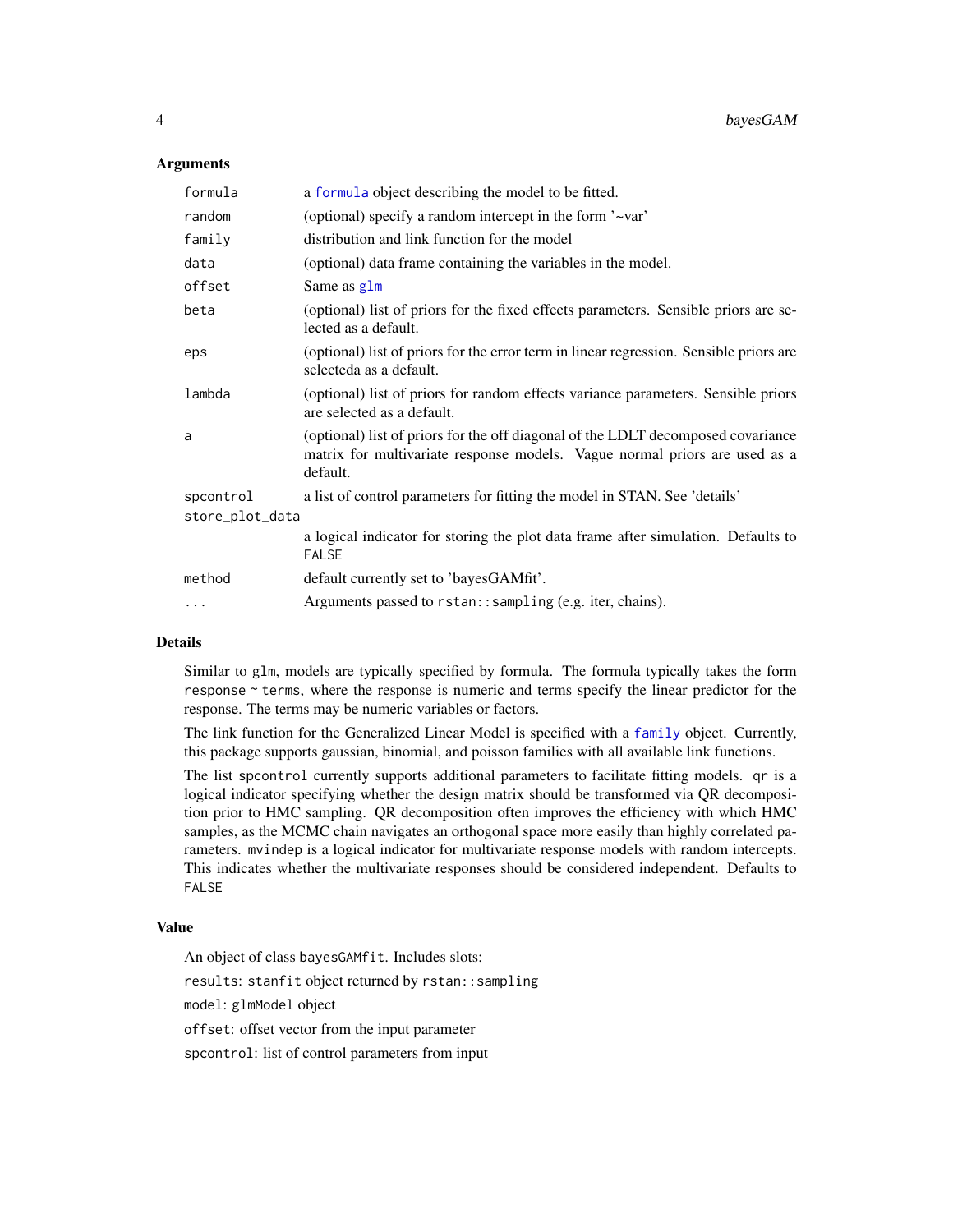### Arguments

| | |
|---|---|
| `formula` | a `formula` object describing the model to be fitted. |
| `random` | (optional) specify a random intercept in the form '~var' |
| `family` | distribution and link function for the model |
| `data` | (optional) data frame containing the variables in the model. |
| `offset` | Same as `glm` |
| `beta` | (optional) list of priors for the fixed effects parameters. Sensible priors are selected as a default. |
| `eps` | (optional) list of priors for the error term in linear regression. Sensible priors are selecteda as a default. |
| `lambda` | (optional) list of priors for random effects variance parameters. Sensible priors are selected as a default. |
| `a` | (optional) list of priors for the off diagonal of the LDLT decomposed covariance matrix for multivariate response models. Vague normal priors are used as a default. |
| `spcontrol` | a list of control parameters for fitting the model in STAN. See 'details' |
| `store_plot_data` | a logical indicator for storing the plot data frame after simulation. Defaults to `FALSE` |
| `method` | default currently set to 'bayesGAMfit'. |
| `...` | Arguments passed to `rstan::sampling` (e.g. iter, chains). |

### Details

Similar to `glm`, models are typically specified by formula. The formula typically takes the form `response ~ terms`, where the response is numeric and terms specify the linear predictor for the response. The terms may be numeric variables or factors.

The link function for the Generalized Linear Model is specified with a `family` object. Currently, this package supports gaussian, binomial, and poisson families with all available link functions.

The list `spcontrol` currently supports additional parameters to facilitate fitting models. `qr` is a logical indicator specifying whether the design matrix should be transformed via QR decomposition prior to HMC sampling. QR decomposition often improves the efficiency with which HMC samples, as the MCMC chain navigates an orthogonal space more easily than highly correlated parameters. `mvindep` is a logical indicator for multivariate response models with random intercepts. This indicates whether the multivariate responses should be considered independent. Defaults to `FALSE`

### Value

An object of class `bayesGAMfit`. Includes slots:

`results`: `stanfit` object returned by `rstan::sampling`

`model`: `glmModel` object

`offset`: offset vector from the input parameter

`spcontrol`: list of control parameters from input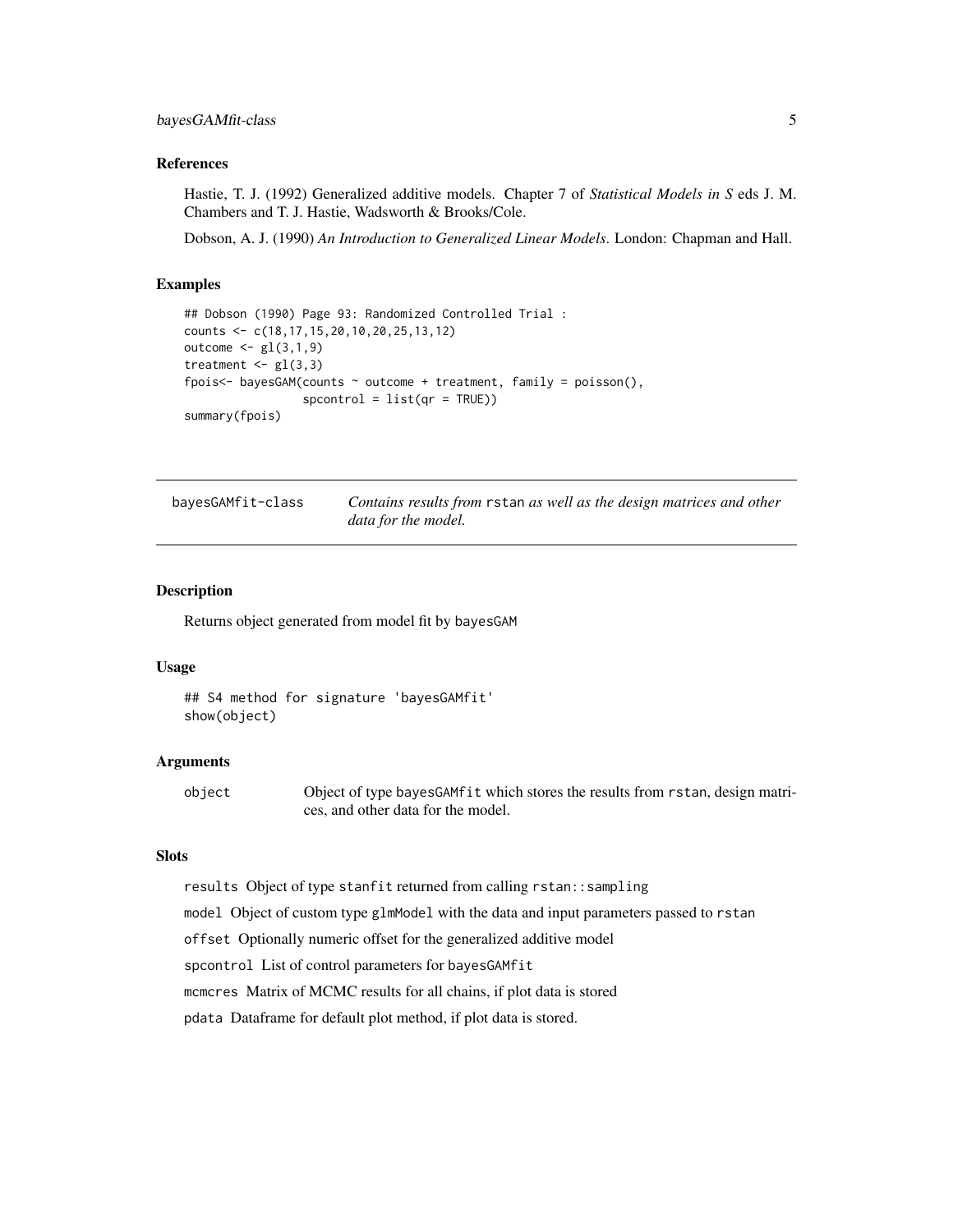### References

Hastie, T. J. (1992) Generalized additive models. Chapter 7 of *Statistical Models in S* eds J. M. Chambers and T. J. Hastie, Wadsworth & Brooks/Cole.

Dobson, A. J. (1990) *An Introduction to Generalized Linear Models*. London: Chapman and Hall.

### Examples

```
## Dobson (1990) Page 93: Randomized Controlled Trial :
counts <- c(18,17,15,20,10,20,25,13,12)
outcome <- gl(3,1,9)
treatment <- gl(3,3)
fpois<- bayesGAM(counts ~ outcome + treatment, family = poisson(),
                 spcontrol = list(qr = TRUE))
summary(fpois)
```

---

## bayesGAMfit-class — *Contains results from* `rstan` *as well as the design matrices and other data for the model.*

### Description

Returns object generated from model fit by `bayesGAM`

### Usage

```
## S4 method for signature 'bayesGAMfit'
show(object)
```

### Arguments

`object` Object of type `bayesGAMfit` which stores the results from `rstan`, design matrices, and other data for the model.

### Slots

`results` Object of type `stanfit` returned from calling `rstan::sampling`

`model` Object of custom type `glmModel` with the data and input parameters passed to `rstan`

`offset` Optionally numeric offset for the generalized additive model

`spcontrol` List of control parameters for `bayesGAMfit`

`mcmcres` Matrix of MCMC results for all chains, if plot data is stored

`pdata` Dataframe for default plot method, if plot data is stored.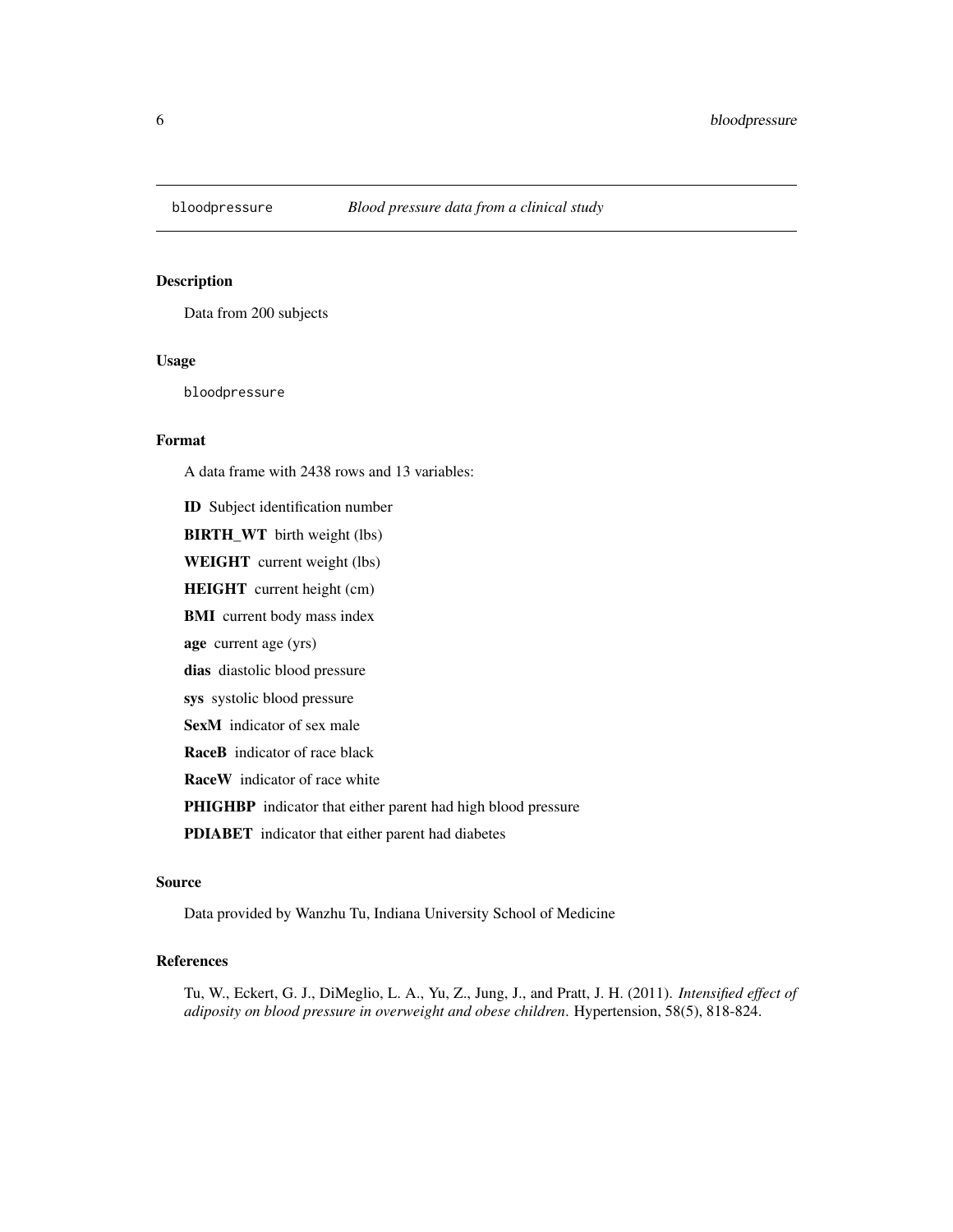`bloodpressure` *Blood pressure data from a clinical study*

## Description

Data from 200 subjects

## Usage

```
bloodpressure
```

## Format

A data frame with 2438 rows and 13 variables:

**ID** Subject identification number

**BIRTH_WT** birth weight (lbs)

**WEIGHT** current weight (lbs)

**HEIGHT** current height (cm)

**BMI** current body mass index

**age** current age (yrs)

**dias** diastolic blood pressure

**sys** systolic blood pressure

**SexM** indicator of sex male

**RaceB** indicator of race black

**RaceW** indicator of race white

**PHIGHBP** indicator that either parent had high blood pressure

**PDIABET** indicator that either parent had diabetes

## Source

Data provided by Wanzhu Tu, Indiana University School of Medicine

## References

Tu, W., Eckert, G. J., DiMeglio, L. A., Yu, Z., Jung, J., and Pratt, J. H. (2011). *Intensified effect of adiposity on blood pressure in overweight and obese children*. Hypertension, 58(5), 818-824.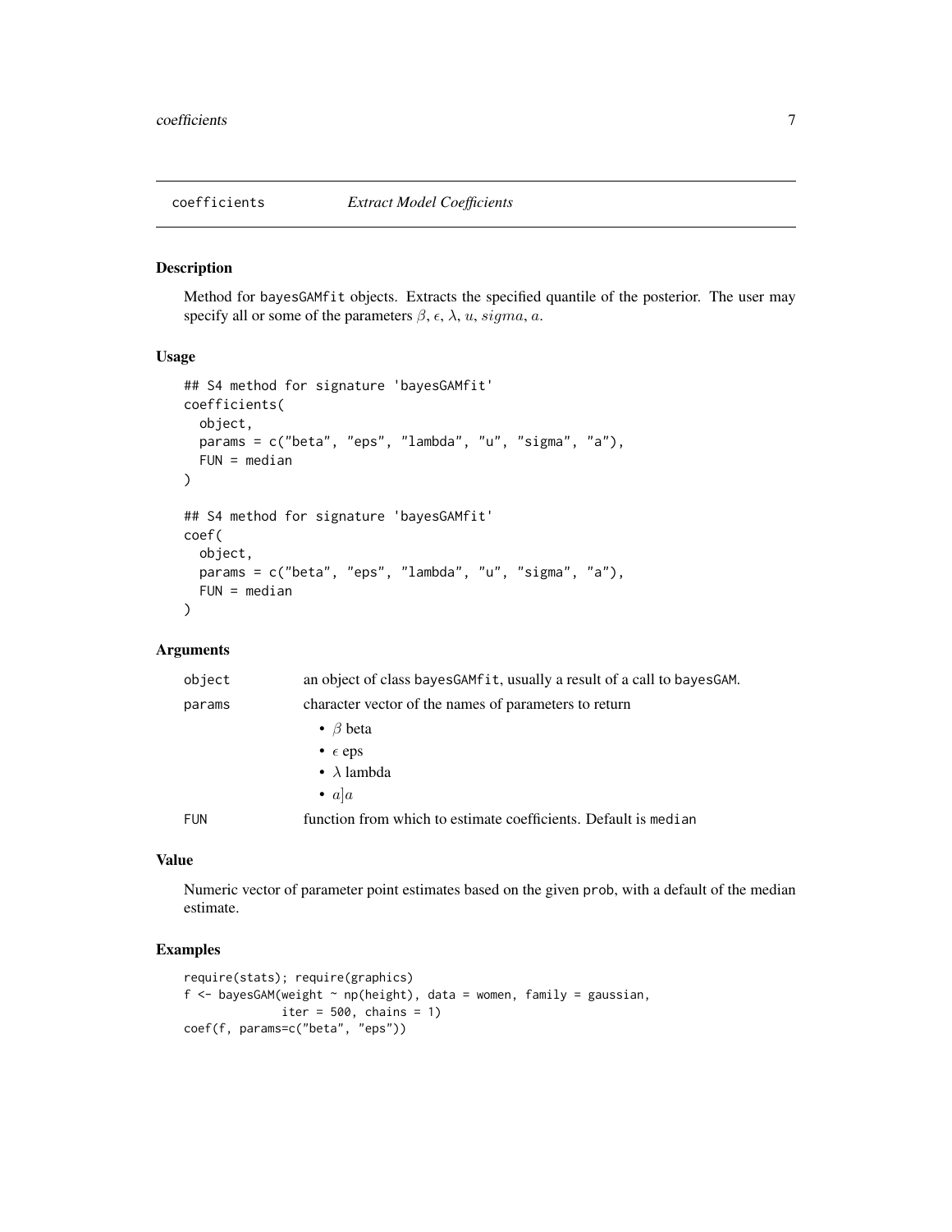## coefficients *Extract Model Coefficients*

### Description

Method for `bayesGAMfit` objects. Extracts the specified quantile of the posterior. The user may specify all or some of the parameters $\beta$, $\epsilon$, $\lambda$, $u$, $sigma$, $a$.

### Usage

```
## S4 method for signature 'bayesGAMfit'
coefficients(
  object,
  params = c("beta", "eps", "lambda", "u", "sigma", "a"),
  FUN = median
)

## S4 method for signature 'bayesGAMfit'
coef(
  object,
  params = c("beta", "eps", "lambda", "u", "sigma", "a"),
  FUN = median
)
```

### Arguments

| | |
|---|---|
| `object` | an object of class `bayesGAMfit`, usually a result of a call to `bayesGAM`. |
| `params` | character vector of the names of parameters to return<br>• $\beta$ beta<br>• $\epsilon$ eps<br>• $\lambda$ lambda<br>• $a]a$ |
| `FUN` | function from which to estimate coefficients. Default is `median` |

### Value

Numeric vector of parameter point estimates based on the given `prob`, with a default of the median estimate.

### Examples

```
require(stats); require(graphics)
f <- bayesGAM(weight ~ np(height), data = women, family = gaussian,
              iter = 500, chains = 1)
coef(f, params=c("beta", "eps"))
```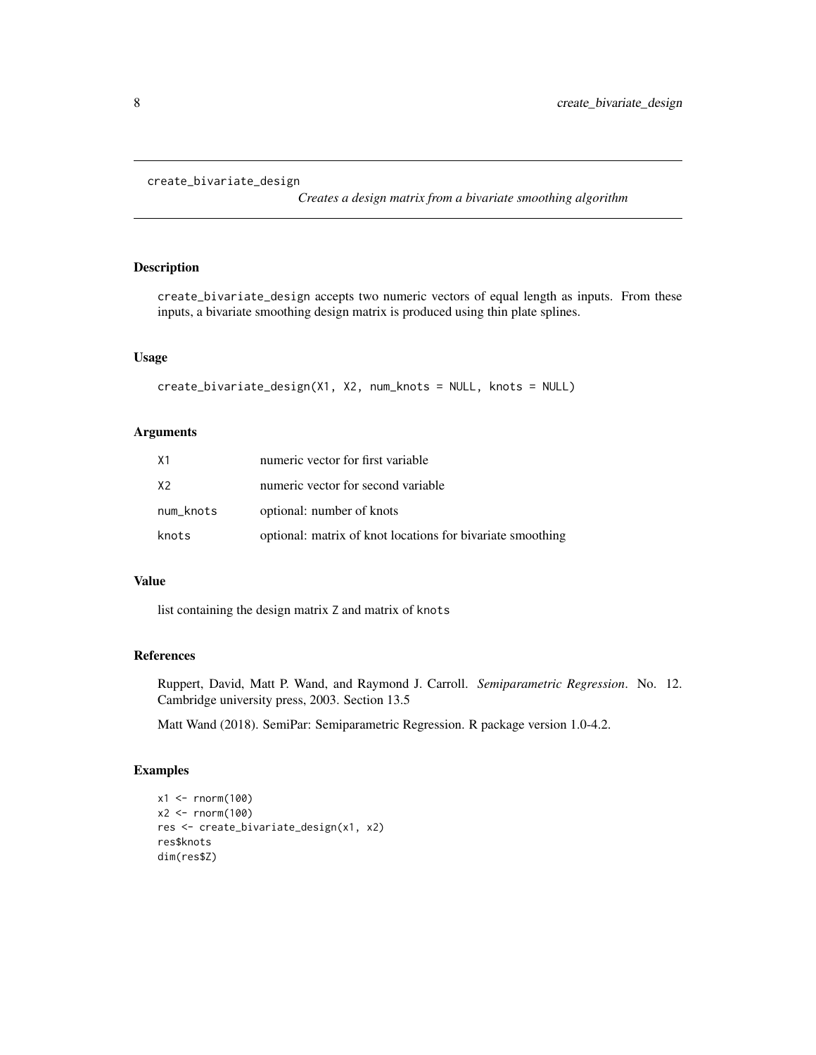# create_bivariate_design

*Creates a design matrix from a bivariate smoothing algorithm*

## Description

`create_bivariate_design` accepts two numeric vectors of equal length as inputs. From these inputs, a bivariate smoothing design matrix is produced using thin plate splines.

## Usage

```
create_bivariate_design(X1, X2, num_knots = NULL, knots = NULL)
```

## Arguments

| | |
|---|---|
| `X1` | numeric vector for first variable |
| `X2` | numeric vector for second variable |
| `num_knots` | optional: number of knots |
| `knots` | optional: matrix of knot locations for bivariate smoothing |

## Value

list containing the design matrix `Z` and matrix of `knots`

## References

Ruppert, David, Matt P. Wand, and Raymond J. Carroll. *Semiparametric Regression*. No. 12. Cambridge university press, 2003. Section 13.5

Matt Wand (2018). SemiPar: Semiparametric Regression. R package version 1.0-4.2.

## Examples

```
x1 <- rnorm(100)
x2 <- rnorm(100)
res <- create_bivariate_design(x1, x2)
res$knots
dim(res$Z)
```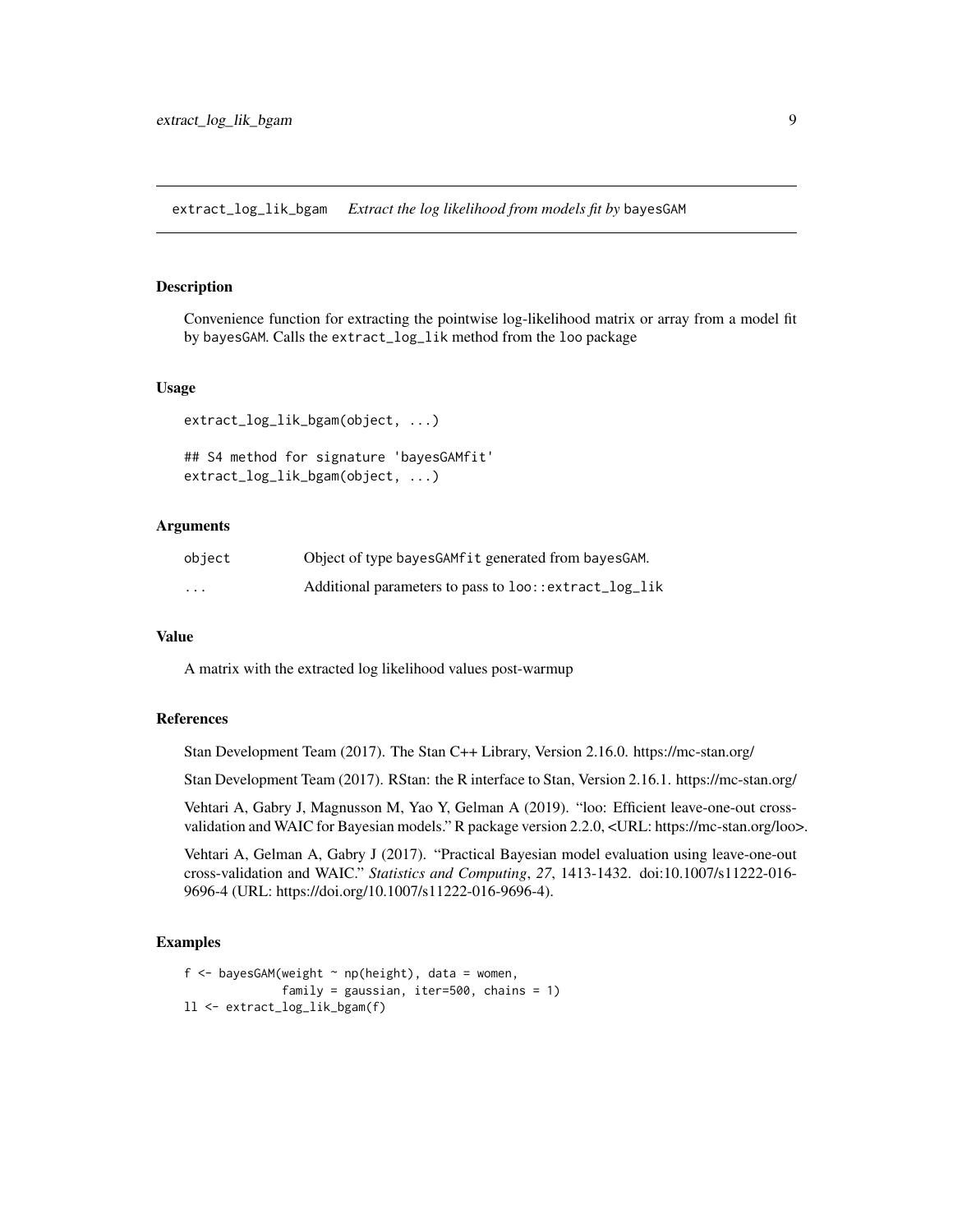extract_log_lik_bgam    *Extract the log likelihood from models fit by* bayesGAM

## Description

Convenience function for extracting the pointwise log-likelihood matrix or array from a model fit by bayesGAM. Calls the extract_log_lik method from the loo package

## Usage

```
extract_log_lik_bgam(object, ...)

## S4 method for signature 'bayesGAMfit'
extract_log_lik_bgam(object, ...)
```

## Arguments

| | |
|---|---|
| object | Object of type bayesGAMfit generated from bayesGAM. |
| ... | Additional parameters to pass to loo::extract_log_lik |

## Value

A matrix with the extracted log likelihood values post-warmup

## References

Stan Development Team (2017). The Stan C++ Library, Version 2.16.0. https://mc-stan.org/

Stan Development Team (2017). RStan: the R interface to Stan, Version 2.16.1. https://mc-stan.org/

Vehtari A, Gabry J, Magnusson M, Yao Y, Gelman A (2019). "loo: Efficient leave-one-out cross-validation and WAIC for Bayesian models." R package version 2.2.0, <URL: https://mc-stan.org/loo>.

Vehtari A, Gelman A, Gabry J (2017). "Practical Bayesian model evaluation using leave-one-out cross-validation and WAIC." *Statistics and Computing*, *27*, 1413-1432. doi:10.1007/s11222-016-9696-4 (URL: https://doi.org/10.1007/s11222-016-9696-4).

## Examples

```
f <- bayesGAM(weight ~ np(height), data = women,
              family = gaussian, iter=500, chains = 1)
ll <- extract_log_lik_bgam(f)
```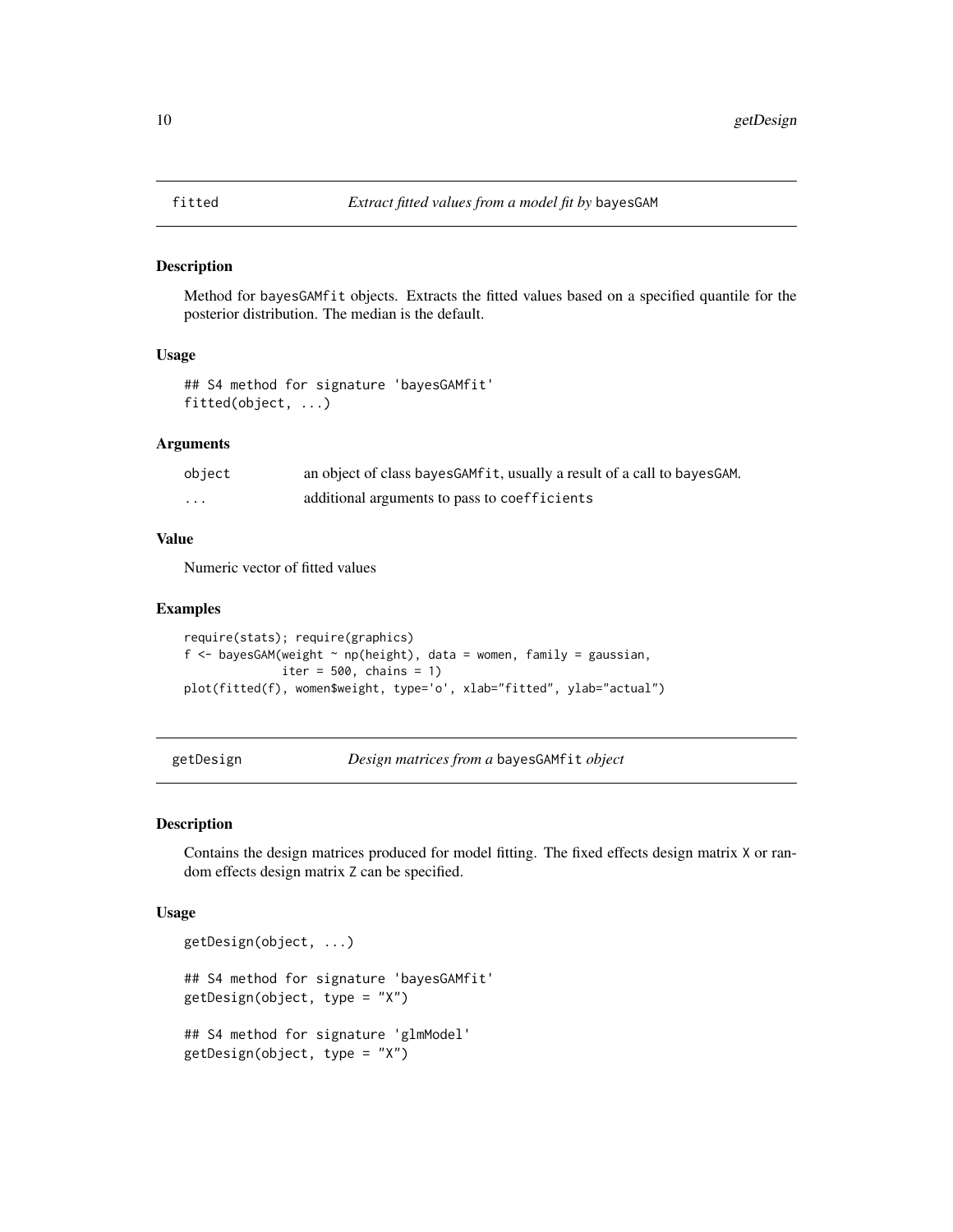## fitted *Extract fitted values from a model fit by* `bayesGAM`

### Description

Method for `bayesGAMfit` objects. Extracts the fitted values based on a specified quantile for the posterior distribution. The median is the default.

### Usage

```
## S4 method for signature 'bayesGAMfit'
fitted(object, ...)
```

### Arguments

| | |
|---|---|
| `object` | an object of class `bayesGAMfit`, usually a result of a call to `bayesGAM`. |
| `...` | additional arguments to pass to `coefficients` |

### Value

Numeric vector of fitted values

### Examples

```
require(stats); require(graphics)
f <- bayesGAM(weight ~ np(height), data = women, family = gaussian,
              iter = 500, chains = 1)
plot(fitted(f), women$weight, type='o', xlab="fitted", ylab="actual")
```

## getDesign *Design matrices from a* `bayesGAMfit` *object*

### Description

Contains the design matrices produced for model fitting. The fixed effects design matrix `X` or random effects design matrix `Z` can be specified.

### Usage

```
getDesign(object, ...)

## S4 method for signature 'bayesGAMfit'
getDesign(object, type = "X")

## S4 method for signature 'glmModel'
getDesign(object, type = "X")
```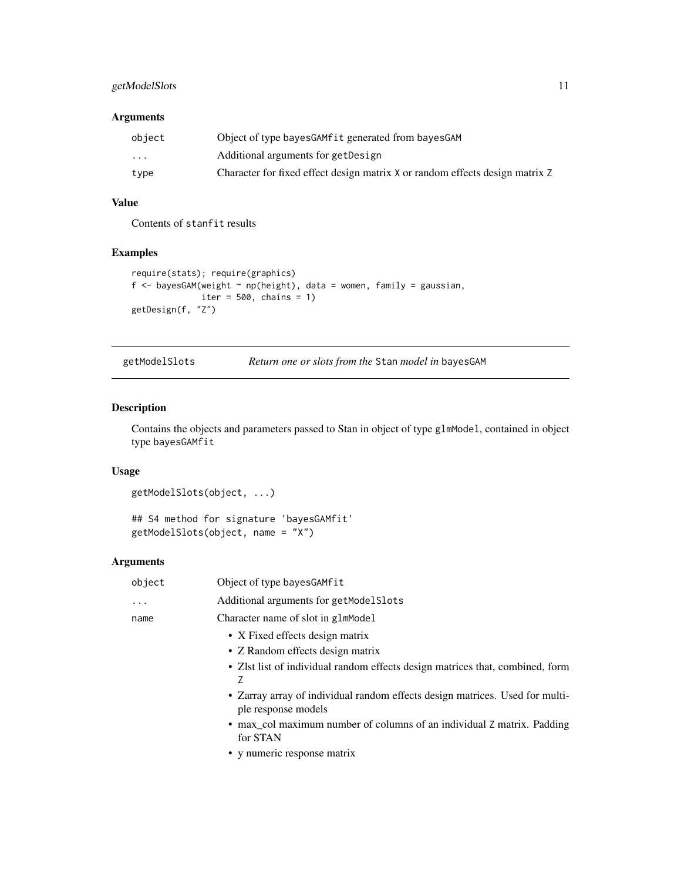## Arguments

| | |
|---|---|
| object | Object of type bayesGAMfit generated from bayesGAM |
| ... | Additional arguments for getDesign |
| type | Character for fixed effect design matrix X or random effects design matrix Z |

## Value

Contents of stanfit results

## Examples

```
require(stats); require(graphics)
f <- bayesGAM(weight ~ np(height), data = women, family = gaussian,
              iter = 500, chains = 1)
getDesign(f, "Z")
```

---

# getModelSlots — *Return one or slots from the* Stan *model in* bayesGAM

## Description

Contains the objects and parameters passed to Stan in object of type glmModel, contained in object type bayesGAMfit

## Usage

```
getModelSlots(object, ...)

## S4 method for signature 'bayesGAMfit'
getModelSlots(object, name = "X")
```

## Arguments

| | |
|---|---|
| object | Object of type bayesGAMfit |
| ... | Additional arguments for getModelSlots |
| name | Character name of slot in glmModel |

- X Fixed effects design matrix
- Z Random effects design matrix
- Zlst list of individual random effects design matrices that, combined, form Z
- Zarray array of individual random effects design matrices. Used for multiple response models
- max_col maximum number of columns of an individual Z matrix. Padding for STAN
- y numeric response matrix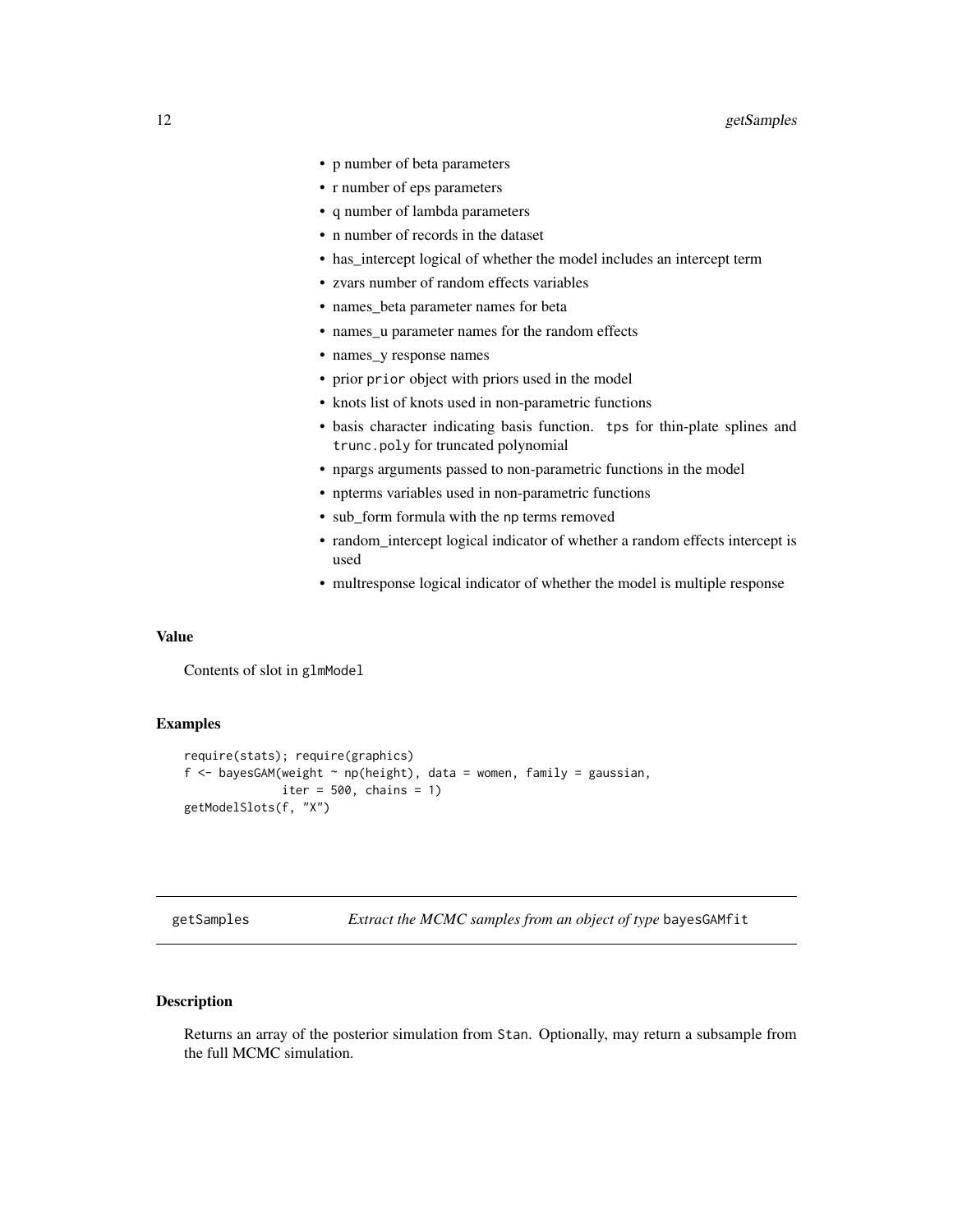- p number of beta parameters
- r number of eps parameters
- q number of lambda parameters
- n number of records in the dataset
- has_intercept logical of whether the model includes an intercept term
- zvars number of random effects variables
- names_beta parameter names for beta
- names_u parameter names for the random effects
- names_y response names
- prior `prior` object with priors used in the model
- knots list of knots used in non-parametric functions
- basis character indicating basis function. `tps` for thin-plate splines and `trunc.poly` for truncated polynomial
- npargs arguments passed to non-parametric functions in the model
- npterms variables used in non-parametric functions
- sub_form formula with the `np` terms removed
- random_intercept logical indicator of whether a random effects intercept is used
- multresponse logical indicator of whether the model is multiple response

### Value

Contents of slot in `glmModel`

### Examples

```
require(stats); require(graphics)
f <- bayesGAM(weight ~ np(height), data = women, family = gaussian,
              iter = 500, chains = 1)
getModelSlots(f, "X")
```

---

## getSamples — *Extract the MCMC samples from an object of type* `bayesGAMfit`

---

### Description

Returns an array of the posterior simulation from `Stan`. Optionally, may return a subsample from the full MCMC simulation.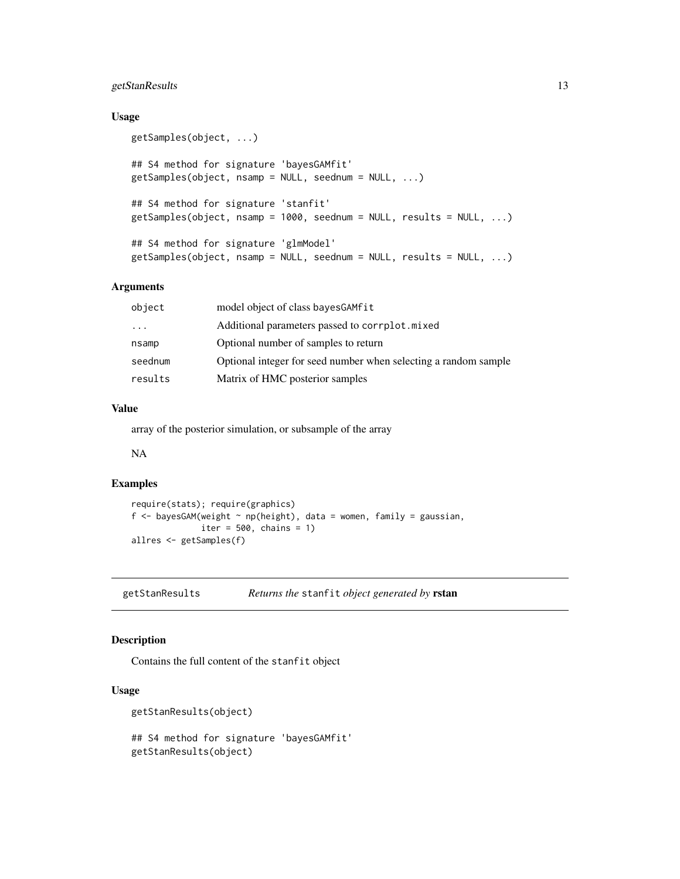### Usage

```
getSamples(object, ...)

## S4 method for signature 'bayesGAMfit'
getSamples(object, nsamp = NULL, seednum = NULL, ...)

## S4 method for signature 'stanfit'
getSamples(object, nsamp = 1000, seednum = NULL, results = NULL, ...)

## S4 method for signature 'glmModel'
getSamples(object, nsamp = NULL, seednum = NULL, results = NULL, ...)
```

### Arguments

| | |
|---|---|
| `object` | model object of class `bayesGAMfit` |
| `...` | Additional parameters passed to `corrplot.mixed` |
| `nsamp` | Optional number of samples to return |
| `seednum` | Optional integer for seed number when selecting a random sample |
| `results` | Matrix of HMC posterior samples |

### Value

array of the posterior simulation, or subsample of the array

NA

### Examples

```
require(stats); require(graphics)
f <- bayesGAM(weight ~ np(height), data = women, family = gaussian,
              iter = 500, chains = 1)
allres <- getSamples(f)
```

---

## getStanResults — *Returns the* `stanfit` *object generated by* **rstan**

### Description

Contains the full content of the `stanfit` object

### Usage

```
getStanResults(object)

## S4 method for signature 'bayesGAMfit'
getStanResults(object)
```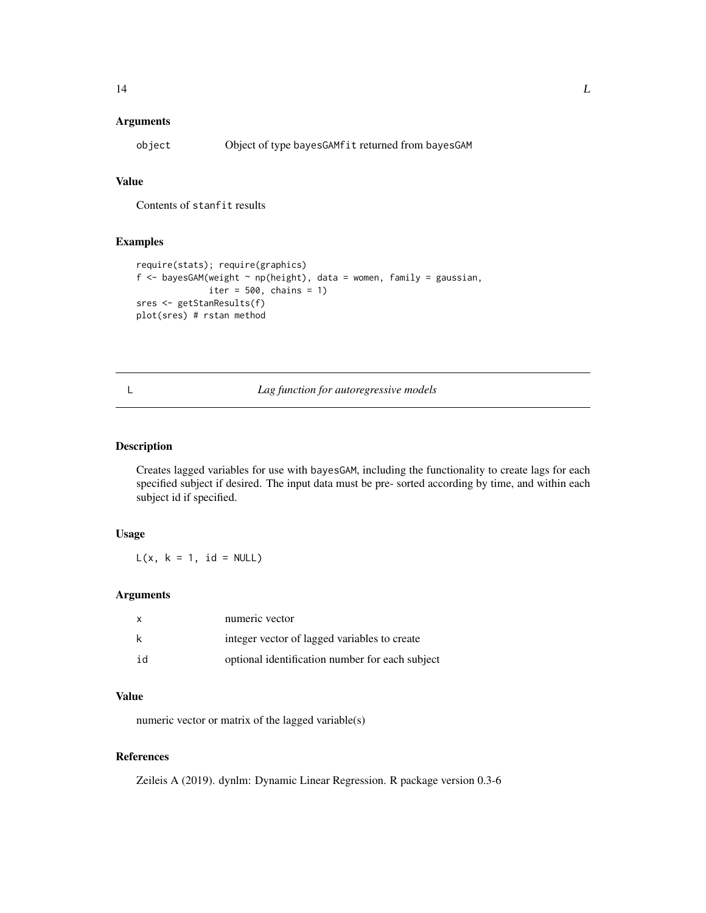### Arguments

| | |
|---|---|
| object | Object of type bayesGAMfit returned from bayesGAM |

### Value

Contents of stanfit results

### Examples

```
require(stats); require(graphics)
f <- bayesGAM(weight ~ np(height), data = women, family = gaussian,
              iter = 500, chains = 1)
sres <- getStanResults(f)
plot(sres) # rstan method
```

---

## L — *Lag function for autoregressive models*

### Description

Creates lagged variables for use with bayesGAM, including the functionality to create lags for each specified subject if desired. The input data must be pre- sorted according by time, and within each subject id if specified.

### Usage

```
L(x, k = 1, id = NULL)
```

### Arguments

| | |
|---|---|
| x | numeric vector |
| k | integer vector of lagged variables to create |
| id | optional identification number for each subject |

### Value

numeric vector or matrix of the lagged variable(s)

### References

Zeileis A (2019). dynlm: Dynamic Linear Regression. R package version 0.3-6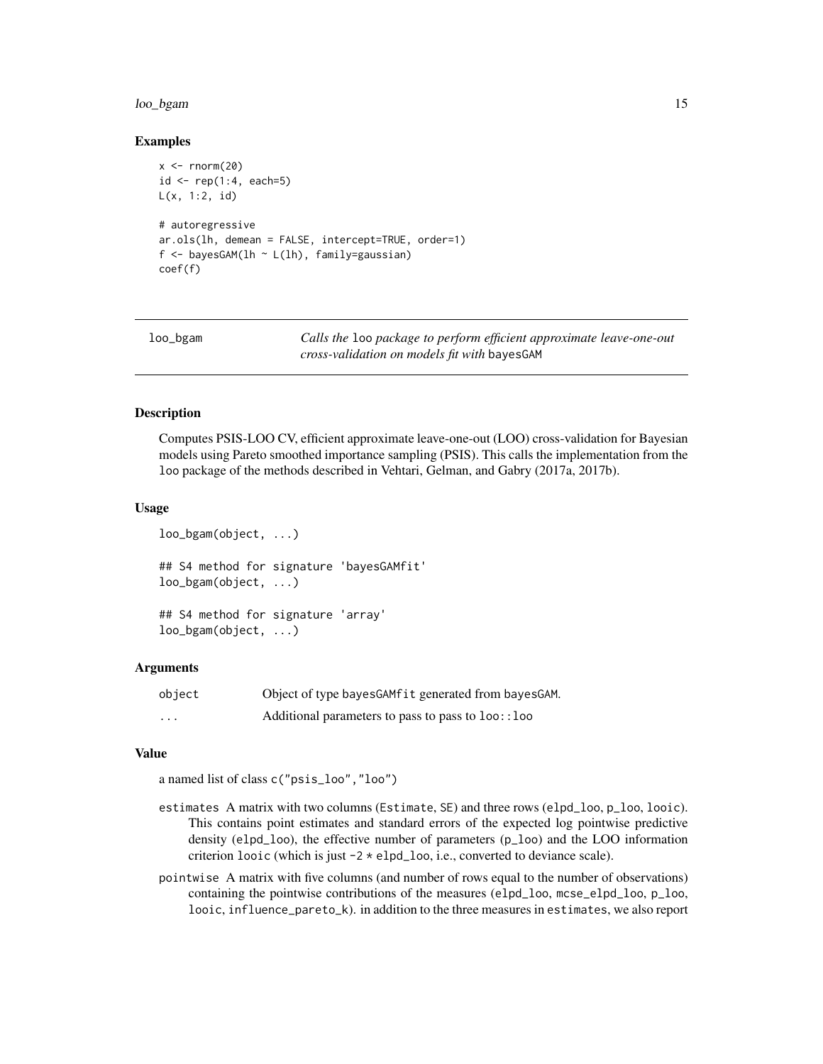### Examples

```
x <- rnorm(20)
id <- rep(1:4, each=5)
L(x, 1:2, id)

# autoregressive
ar.ols(lh, demean = FALSE, intercept=TRUE, order=1)
f <- bayesGAM(lh ~ L(lh), family=gaussian)
coef(f)
```

---

## loo_bgam    *Calls the* `loo` *package to perform efficient approximate leave-one-out cross-validation on models fit with* `bayesGAM`

---

### Description

Computes PSIS-LOO CV, efficient approximate leave-one-out (LOO) cross-validation for Bayesian models using Pareto smoothed importance sampling (PSIS). This calls the implementation from the `loo` package of the methods described in Vehtari, Gelman, and Gabry (2017a, 2017b).

### Usage

```
loo_bgam(object, ...)

## S4 method for signature 'bayesGAMfit'
loo_bgam(object, ...)

## S4 method for signature 'array'
loo_bgam(object, ...)
```

### Arguments

| | |
|---|---|
| `object` | Object of type `bayesGAMfit` generated from `bayesGAM`. |
| `...` | Additional parameters to pass to pass to `loo::loo` |

### Value

a named list of class `c("psis_loo","loo")`

`estimates` A matrix with two columns (`Estimate`, `SE`) and three rows (`elpd_loo`, `p_loo`, `looic`). This contains point estimates and standard errors of the expected log pointwise predictive density (`elpd_loo`), the effective number of parameters (`p_loo`) and the LOO information criterion `looic` (which is just `-2 * elpd_loo`, i.e., converted to deviance scale).

`pointwise` A matrix with five columns (and number of rows equal to the number of observations) containing the pointwise contributions of the measures (`elpd_loo`, `mcse_elpd_loo`, `p_loo`, `looic`, `influence_pareto_k`). in addition to the three measures in `estimates`, we also report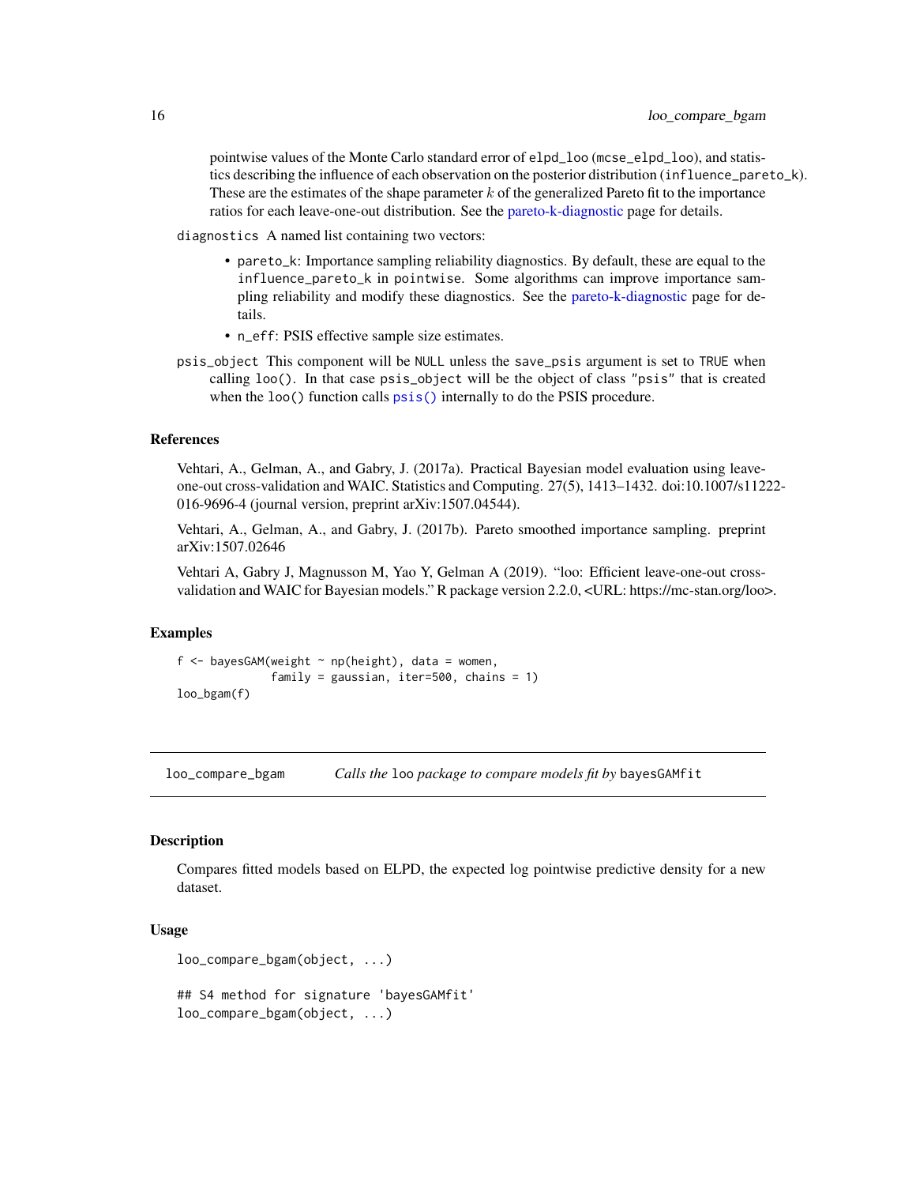pointwise values of the Monte Carlo standard error of `elpd_loo` (`mcse_elpd_loo`), and statistics describing the influence of each observation on the posterior distribution (`influence_pareto_k`). These are the estimates of the shape parameter $k$ of the generalized Pareto fit to the importance ratios for each leave-one-out distribution. See the pareto-k-diagnostic page for details.

`diagnostics` A named list containing two vectors:

- `pareto_k`: Importance sampling reliability diagnostics. By default, these are equal to the `influence_pareto_k` in `pointwise`. Some algorithms can improve importance sampling reliability and modify these diagnostics. See the pareto-k-diagnostic page for details.
- `n_eff`: PSIS effective sample size estimates.

`psis_object` This component will be `NULL` unless the `save_psis` argument is set to `TRUE` when calling `loo()`. In that case `psis_object` will be the object of class `"psis"` that is created when the `loo()` function calls `psis()` internally to do the PSIS procedure.

### References

Vehtari, A., Gelman, A., and Gabry, J. (2017a). Practical Bayesian model evaluation using leave-one-out cross-validation and WAIC. Statistics and Computing. 27(5), 1413–1432. doi:10.1007/s11222-016-9696-4 (journal version, preprint arXiv:1507.04544).

Vehtari, A., Gelman, A., and Gabry, J. (2017b). Pareto smoothed importance sampling. preprint arXiv:1507.02646

Vehtari A, Gabry J, Magnusson M, Yao Y, Gelman A (2019). "loo: Efficient leave-one-out cross-validation and WAIC for Bayesian models." R package version 2.2.0, <URL: https://mc-stan.org/loo>.

### Examples

```
f <- bayesGAM(weight ~ np(height), data = women,
              family = gaussian, iter=500, chains = 1)
loo_bgam(f)
```

---

## loo_compare_bgam *Calls the `loo` package to compare models fit by `bayesGAMfit`*

### Description

Compares fitted models based on ELPD, the expected log pointwise predictive density for a new dataset.

### Usage

```
loo_compare_bgam(object, ...)

## S4 method for signature 'bayesGAMfit'
loo_compare_bgam(object, ...)
```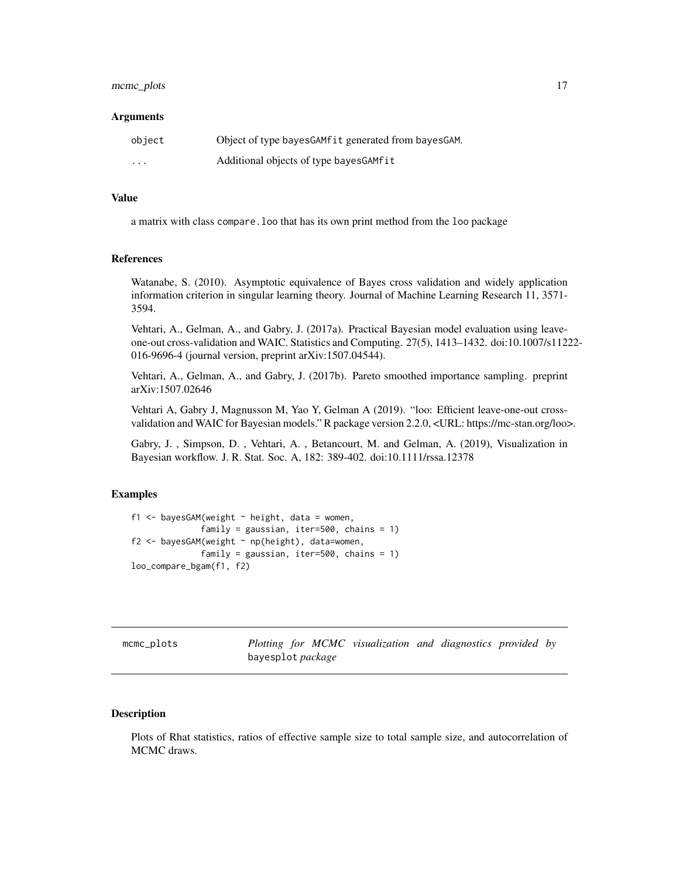### Arguments

| | |
|---|---|
| object | Object of type bayesGAMfit generated from bayesGAM. |
| ... | Additional objects of type bayesGAMfit |

### Value

a matrix with class compare.loo that has its own print method from the loo package

### References

Watanabe, S. (2010). Asymptotic equivalence of Bayes cross validation and widely application information criterion in singular learning theory. Journal of Machine Learning Research 11, 3571-3594.

Vehtari, A., Gelman, A., and Gabry, J. (2017a). Practical Bayesian model evaluation using leave-one-out cross-validation and WAIC. Statistics and Computing. 27(5), 1413–1432. doi:10.1007/s11222-016-9696-4 (journal version, preprint arXiv:1507.04544).

Vehtari, A., Gelman, A., and Gabry, J. (2017b). Pareto smoothed importance sampling. preprint arXiv:1507.02646

Vehtari A, Gabry J, Magnusson M, Yao Y, Gelman A (2019). "loo: Efficient leave-one-out cross-validation and WAIC for Bayesian models." R package version 2.2.0, <URL: https://mc-stan.org/loo>.

Gabry, J. , Simpson, D. , Vehtari, A. , Betancourt, M. and Gelman, A. (2019), Visualization in Bayesian workflow. J. R. Stat. Soc. A, 182: 389-402. doi:10.1111/rssa.12378

### Examples

```
f1 <- bayesGAM(weight ~ height, data = women,
               family = gaussian, iter=500, chains = 1)
f2 <- bayesGAM(weight ~ np(height), data=women,
               family = gaussian, iter=500, chains = 1)
loo_compare_bgam(f1, f2)
```

---

## mcmc_plots — *Plotting for MCMC visualization and diagnostics provided by* bayesplot *package*

### Description

Plots of Rhat statistics, ratios of effective sample size to total sample size, and autocorrelation of MCMC draws.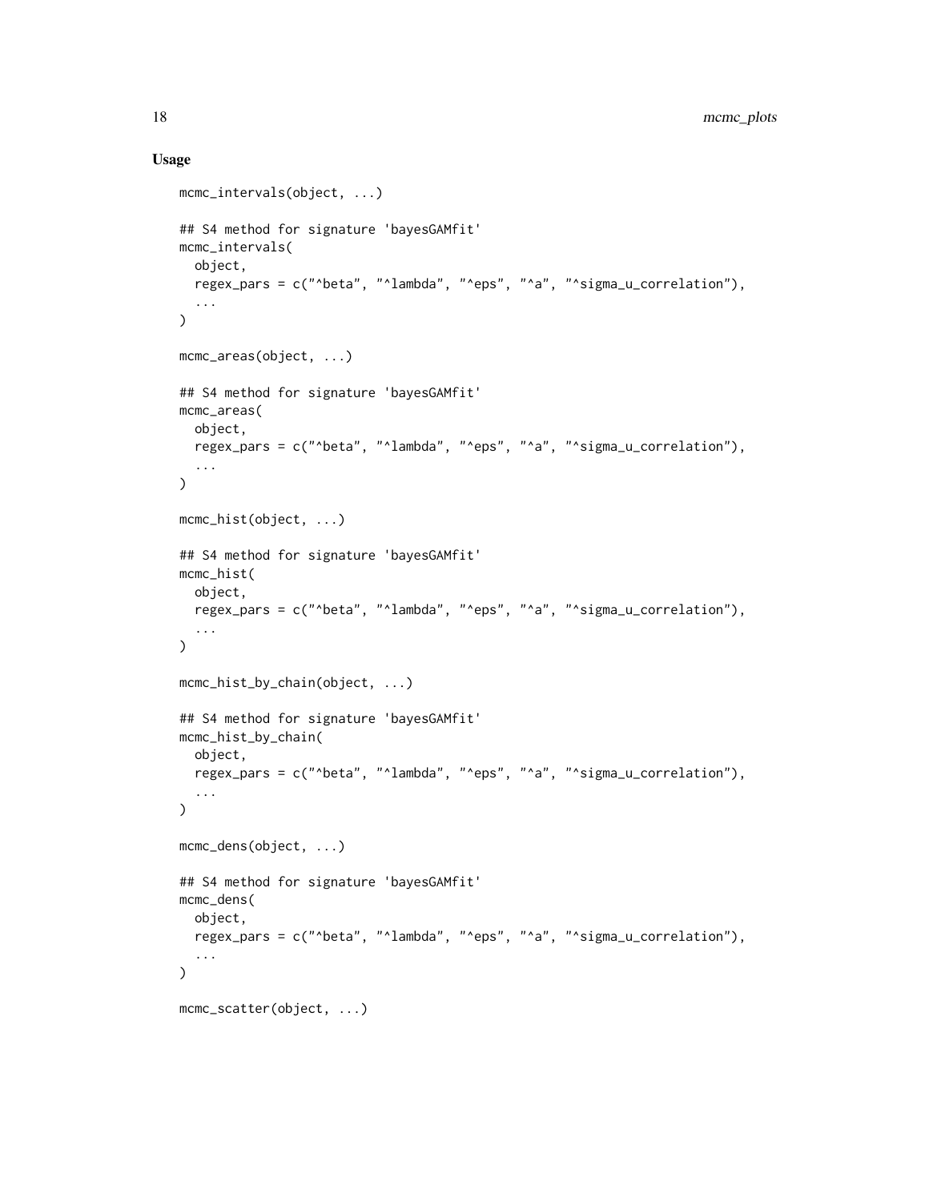## Usage

```
mcmc_intervals(object, ...)

## S4 method for signature 'bayesGAMfit'
mcmc_intervals(
  object,
  regex_pars = c("^beta", "^lambda", "^eps", "^a", "^sigma_u_correlation"),
  ...
)

mcmc_areas(object, ...)

## S4 method for signature 'bayesGAMfit'
mcmc_areas(
  object,
  regex_pars = c("^beta", "^lambda", "^eps", "^a", "^sigma_u_correlation"),
  ...
)

mcmc_hist(object, ...)

## S4 method for signature 'bayesGAMfit'
mcmc_hist(
  object,
  regex_pars = c("^beta", "^lambda", "^eps", "^a", "^sigma_u_correlation"),
  ...
)

mcmc_hist_by_chain(object, ...)

## S4 method for signature 'bayesGAMfit'
mcmc_hist_by_chain(
  object,
  regex_pars = c("^beta", "^lambda", "^eps", "^a", "^sigma_u_correlation"),
  ...
)

mcmc_dens(object, ...)

## S4 method for signature 'bayesGAMfit'
mcmc_dens(
  object,
  regex_pars = c("^beta", "^lambda", "^eps", "^a", "^sigma_u_correlation"),
  ...
)

mcmc_scatter(object, ...)
```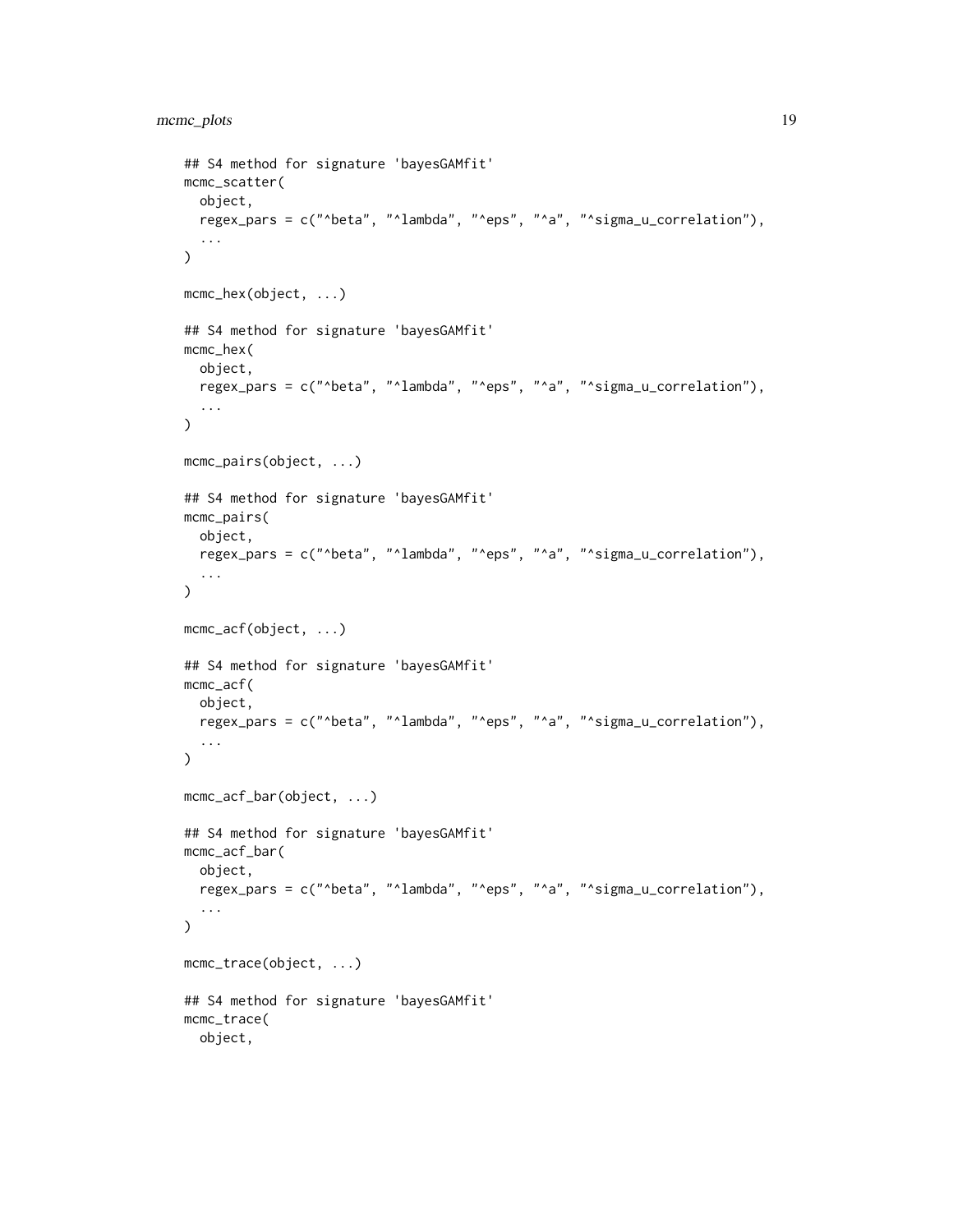```
## S4 method for signature 'bayesGAMfit'
mcmc_scatter(
  object,
  regex_pars = c("^beta", "^lambda", "^eps", "^a", "^sigma_u_correlation"),
  ...
)

mcmc_hex(object, ...)

## S4 method for signature 'bayesGAMfit'
mcmc_hex(
  object,
  regex_pars = c("^beta", "^lambda", "^eps", "^a", "^sigma_u_correlation"),
  ...
)

mcmc_pairs(object, ...)

## S4 method for signature 'bayesGAMfit'
mcmc_pairs(
  object,
  regex_pars = c("^beta", "^lambda", "^eps", "^a", "^sigma_u_correlation"),
  ...
)

mcmc_acf(object, ...)

## S4 method for signature 'bayesGAMfit'
mcmc_acf(
  object,
  regex_pars = c("^beta", "^lambda", "^eps", "^a", "^sigma_u_correlation"),
  ...
)

mcmc_acf_bar(object, ...)

## S4 method for signature 'bayesGAMfit'
mcmc_acf_bar(
  object,
  regex_pars = c("^beta", "^lambda", "^eps", "^a", "^sigma_u_correlation"),
  ...
)

mcmc_trace(object, ...)

## S4 method for signature 'bayesGAMfit'
mcmc_trace(
  object,
```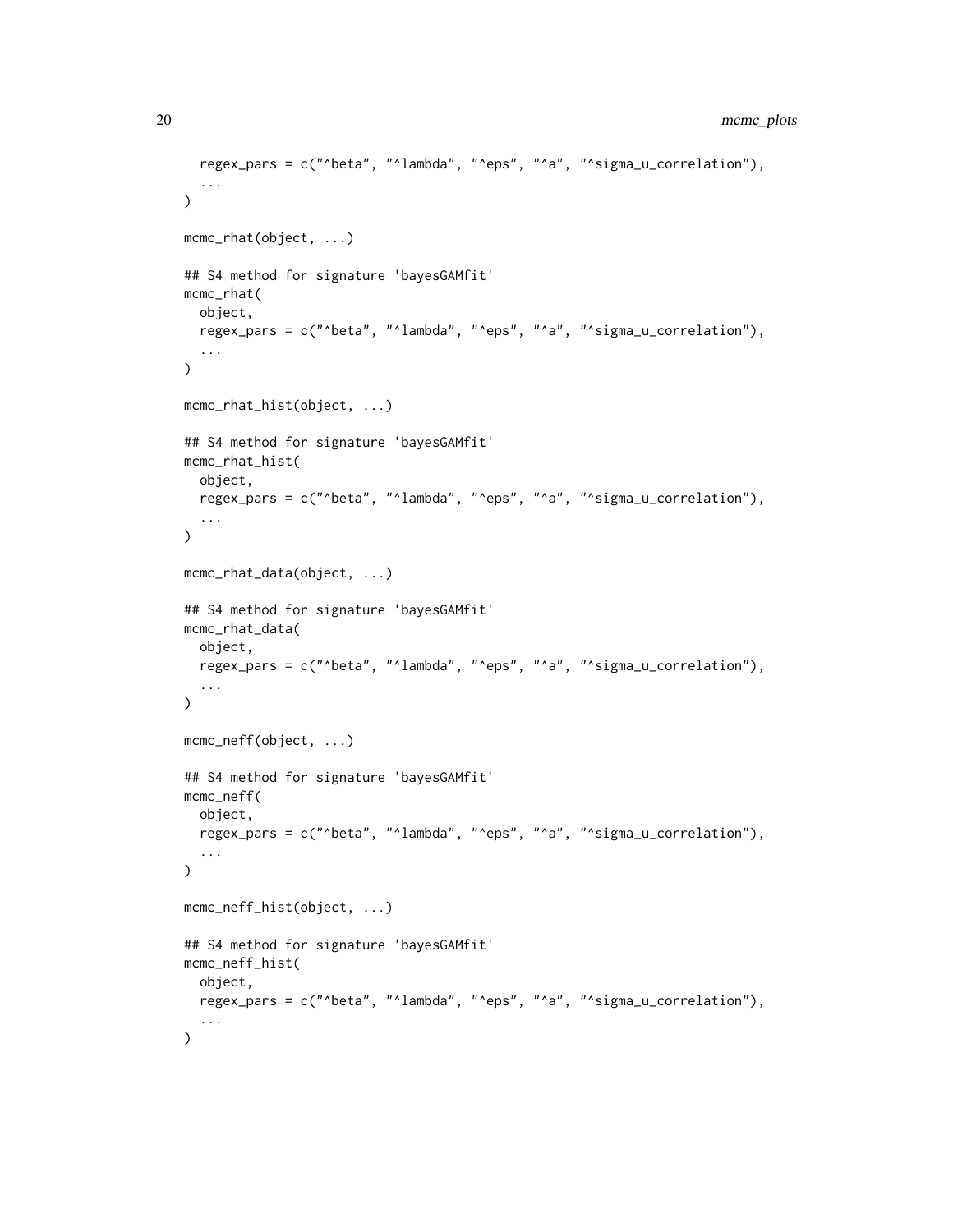```
  regex_pars = c("^beta", "^lambda", "^eps", "^a", "^sigma_u_correlation"),
  ...
)

mcmc_rhat(object, ...)

## S4 method for signature 'bayesGAMfit'
mcmc_rhat(
  object,
  regex_pars = c("^beta", "^lambda", "^eps", "^a", "^sigma_u_correlation"),
  ...
)

mcmc_rhat_hist(object, ...)

## S4 method for signature 'bayesGAMfit'
mcmc_rhat_hist(
  object,
  regex_pars = c("^beta", "^lambda", "^eps", "^a", "^sigma_u_correlation"),
  ...
)

mcmc_rhat_data(object, ...)

## S4 method for signature 'bayesGAMfit'
mcmc_rhat_data(
  object,
  regex_pars = c("^beta", "^lambda", "^eps", "^a", "^sigma_u_correlation"),
  ...
)

mcmc_neff(object, ...)

## S4 method for signature 'bayesGAMfit'
mcmc_neff(
  object,
  regex_pars = c("^beta", "^lambda", "^eps", "^a", "^sigma_u_correlation"),
  ...
)

mcmc_neff_hist(object, ...)

## S4 method for signature 'bayesGAMfit'
mcmc_neff_hist(
  object,
  regex_pars = c("^beta", "^lambda", "^eps", "^a", "^sigma_u_correlation"),
  ...
)
```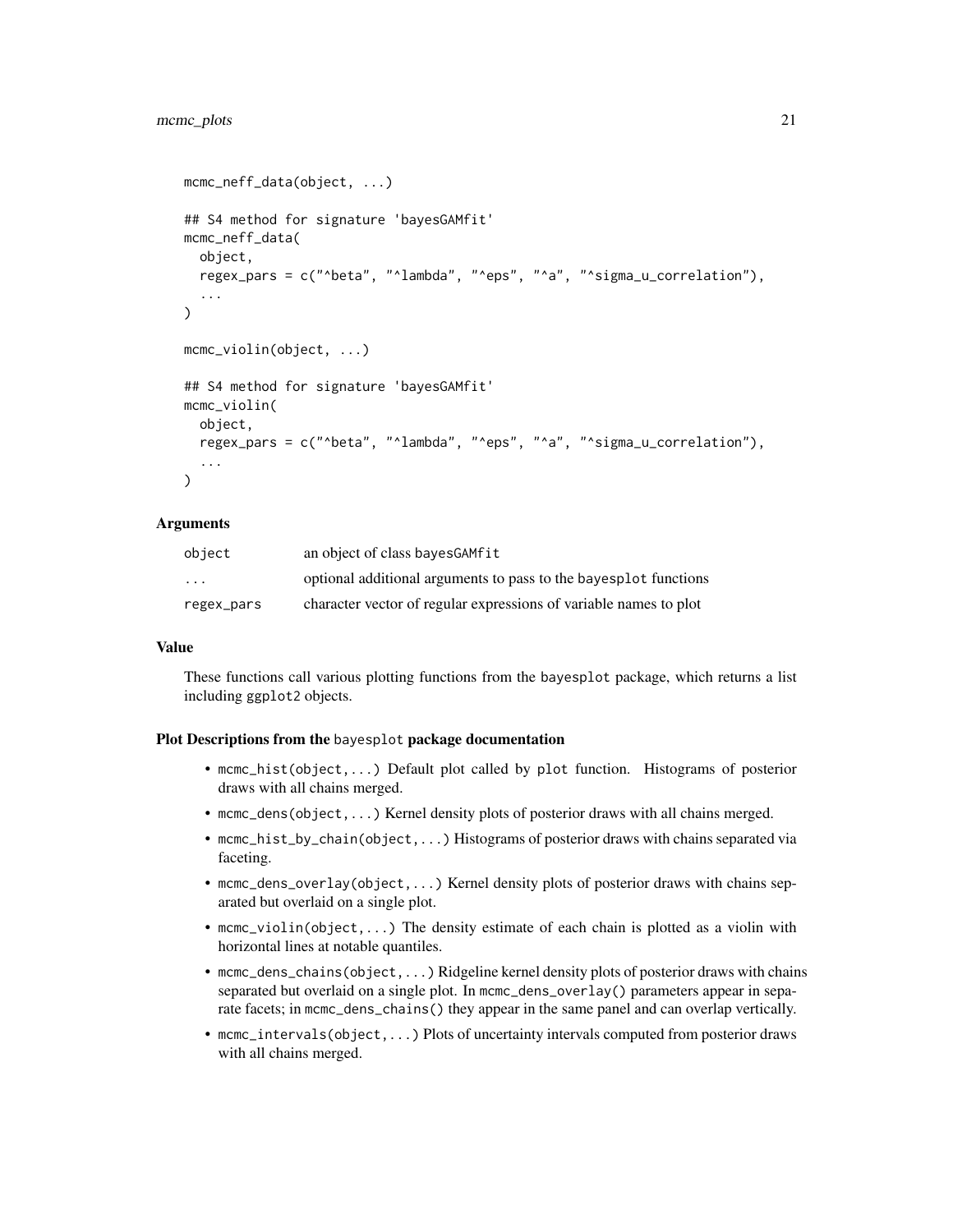```
mcmc_neff_data(object, ...)

## S4 method for signature 'bayesGAMfit'
mcmc_neff_data(
  object,
  regex_pars = c("^beta", "^lambda", "^eps", "^a", "^sigma_u_correlation"),
  ...
)

mcmc_violin(object, ...)

## S4 method for signature 'bayesGAMfit'
mcmc_violin(
  object,
  regex_pars = c("^beta", "^lambda", "^eps", "^a", "^sigma_u_correlation"),
  ...
)
```

### Arguments

| | |
|---|---|
| object | an object of class bayesGAMfit |
| ... | optional additional arguments to pass to the bayesplot functions |
| regex_pars | character vector of regular expressions of variable names to plot |

### Value

These functions call various plotting functions from the bayesplot package, which returns a list including ggplot2 objects.

### Plot Descriptions from the bayesplot package documentation

- mcmc_hist(object,...) Default plot called by plot function. Histograms of posterior draws with all chains merged.
- mcmc_dens(object,...) Kernel density plots of posterior draws with all chains merged.
- mcmc_hist_by_chain(object,...) Histograms of posterior draws with chains separated via faceting.
- mcmc_dens_overlay(object,...) Kernel density plots of posterior draws with chains separated but overlaid on a single plot.
- mcmc_violin(object,...) The density estimate of each chain is plotted as a violin with horizontal lines at notable quantiles.
- mcmc_dens_chains(object,...) Ridgeline kernel density plots of posterior draws with chains separated but overlaid on a single plot. In mcmc_dens_overlay() parameters appear in separate facets; in mcmc_dens_chains() they appear in the same panel and can overlap vertically.
- mcmc_intervals(object,...) Plots of uncertainty intervals computed from posterior draws with all chains merged.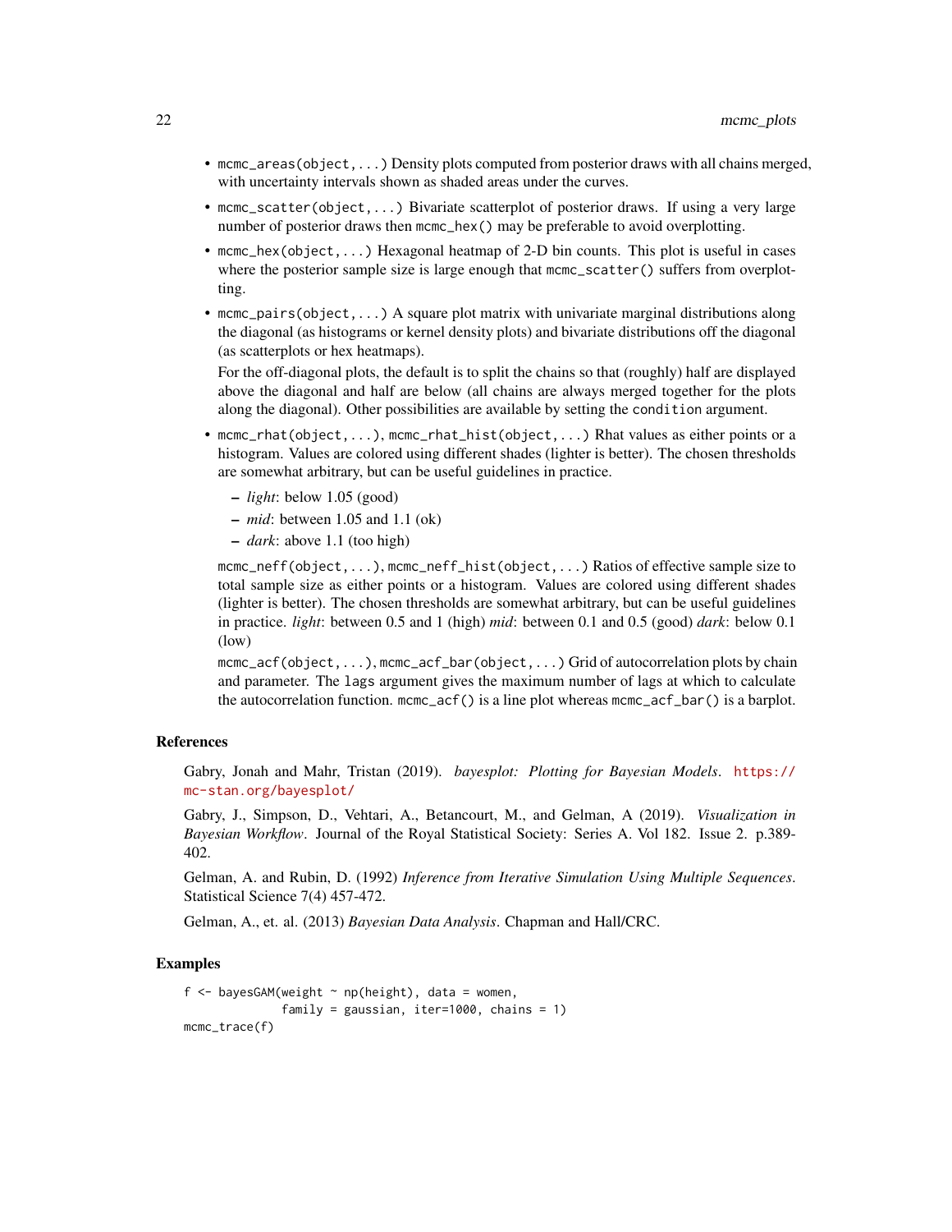- `mcmc_areas(object,...)` Density plots computed from posterior draws with all chains merged, with uncertainty intervals shown as shaded areas under the curves.
- `mcmc_scatter(object,...)` Bivariate scatterplot of posterior draws. If using a very large number of posterior draws then `mcmc_hex()` may be preferable to avoid overplotting.
- `mcmc_hex(object,...)` Hexagonal heatmap of 2-D bin counts. This plot is useful in cases where the posterior sample size is large enough that `mcmc_scatter()` suffers from overplotting.
- `mcmc_pairs(object,...)` A square plot matrix with univariate marginal distributions along the diagonal (as histograms or kernel density plots) and bivariate distributions off the diagonal (as scatterplots or hex heatmaps).

  For the off-diagonal plots, the default is to split the chains so that (roughly) half are displayed above the diagonal and half are below (all chains are always merged together for the plots along the diagonal). Other possibilities are available by setting the `condition` argument.
- `mcmc_rhat(object,...)`, `mcmc_rhat_hist(object,...)` Rhat values as either points or a histogram. Values are colored using different shades (lighter is better). The chosen thresholds are somewhat arbitrary, but can be useful guidelines in practice.
  - *light*: below 1.05 (good)
  - *mid*: between 1.05 and 1.1 (ok)
  - *dark*: above 1.1 (too high)

  `mcmc_neff(object,...)`, `mcmc_neff_hist(object,...)` Ratios of effective sample size to total sample size as either points or a histogram. Values are colored using different shades (lighter is better). The chosen thresholds are somewhat arbitrary, but can be useful guidelines in practice. *light*: between 0.5 and 1 (high) *mid*: between 0.1 and 0.5 (good) *dark*: below 0.1 (low)

  `mcmc_acf(object,...)`, `mcmc_acf_bar(object,...)` Grid of autocorrelation plots by chain and parameter. The `lags` argument gives the maximum number of lags at which to calculate the autocorrelation function. `mcmc_acf()` is a line plot whereas `mcmc_acf_bar()` is a barplot.

## References

Gabry, Jonah and Mahr, Tristan (2019). *bayesplot: Plotting for Bayesian Models*. https://mc-stan.org/bayesplot/

Gabry, J., Simpson, D., Vehtari, A., Betancourt, M., and Gelman, A (2019). *Visualization in Bayesian Workflow*. Journal of the Royal Statistical Society: Series A. Vol 182. Issue 2. p.389-402.

Gelman, A. and Rubin, D. (1992) *Inference from Iterative Simulation Using Multiple Sequences*. Statistical Science 7(4) 457-472.

Gelman, A., et. al. (2013) *Bayesian Data Analysis*. Chapman and Hall/CRC.

## Examples

```
f <- bayesGAM(weight ~ np(height), data = women,
              family = gaussian, iter=1000, chains = 1)
mcmc_trace(f)
```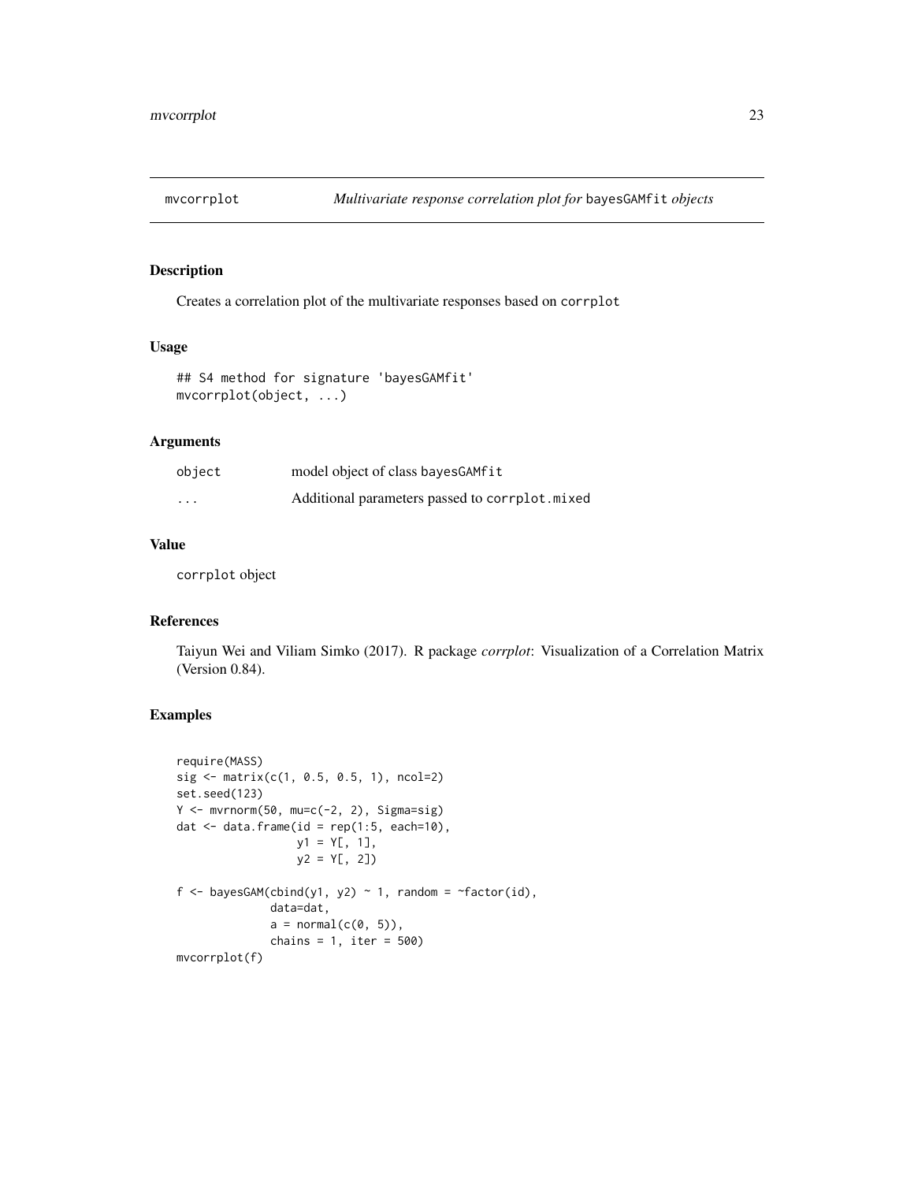# mvcorrplot — *Multivariate response correlation plot for* `bayesGAMfit` *objects*

## Description

Creates a correlation plot of the multivariate responses based on `corrplot`

## Usage

```
## S4 method for signature 'bayesGAMfit'
mvcorrplot(object, ...)
```

## Arguments

| | |
|---|---|
| `object` | model object of class `bayesGAMfit` |
| `...` | Additional parameters passed to `corrplot.mixed` |

## Value

`corrplot` object

## References

Taiyun Wei and Viliam Simko (2017). R package *corrplot*: Visualization of a Correlation Matrix (Version 0.84).

## Examples

```
require(MASS)
sig <- matrix(c(1, 0.5, 0.5, 1), ncol=2)
set.seed(123)
Y <- mvrnorm(50, mu=c(-2, 2), Sigma=sig)
dat <- data.frame(id = rep(1:5, each=10),
                  y1 = Y[, 1],
                  y2 = Y[, 2])

f <- bayesGAM(cbind(y1, y2) ~ 1, random = ~factor(id),
              data=dat,
              a = normal(c(0, 5)),
              chains = 1, iter = 500)
mvcorrplot(f)
```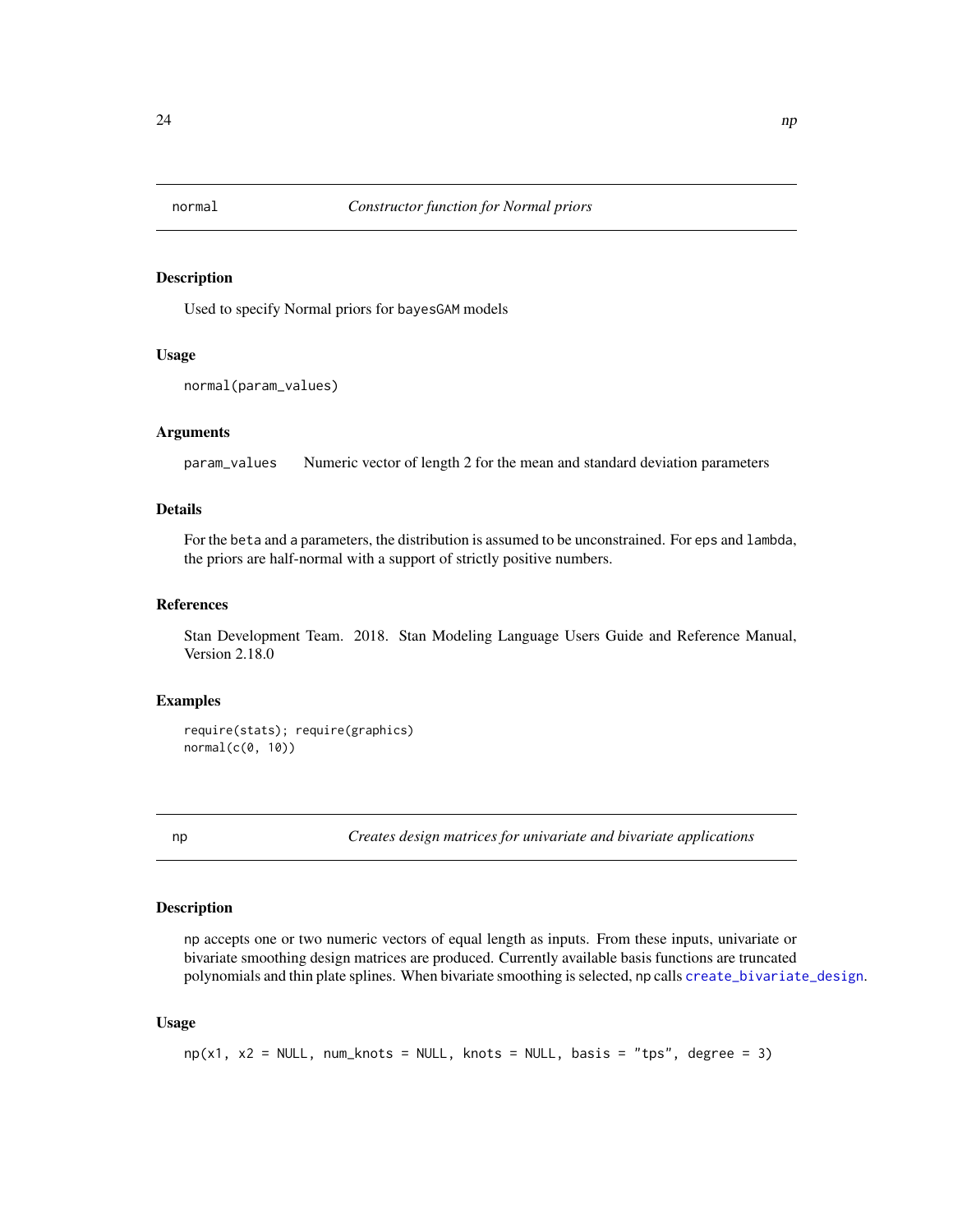## normal *Constructor function for Normal priors*

### Description

Used to specify Normal priors for `bayesGAM` models

### Usage

```
normal(param_values)
```

### Arguments

| | |
|---|---|
| `param_values` | Numeric vector of length 2 for the mean and standard deviation parameters |

### Details

For the `beta` and `a` parameters, the distribution is assumed to be unconstrained. For `eps` and `lambda`, the priors are half-normal with a support of strictly positive numbers.

### References

Stan Development Team. 2018. Stan Modeling Language Users Guide and Reference Manual, Version 2.18.0

### Examples

```
require(stats); require(graphics)
normal(c(0, 10))
```

## np *Creates design matrices for univariate and bivariate applications*

### Description

`np` accepts one or two numeric vectors of equal length as inputs. From these inputs, univariate or bivariate smoothing design matrices are produced. Currently available basis functions are truncated polynomials and thin plate splines. When bivariate smoothing is selected, `np` calls `create_bivariate_design`.

### Usage

```
np(x1, x2 = NULL, num_knots = NULL, knots = NULL, basis = "tps", degree = 3)
```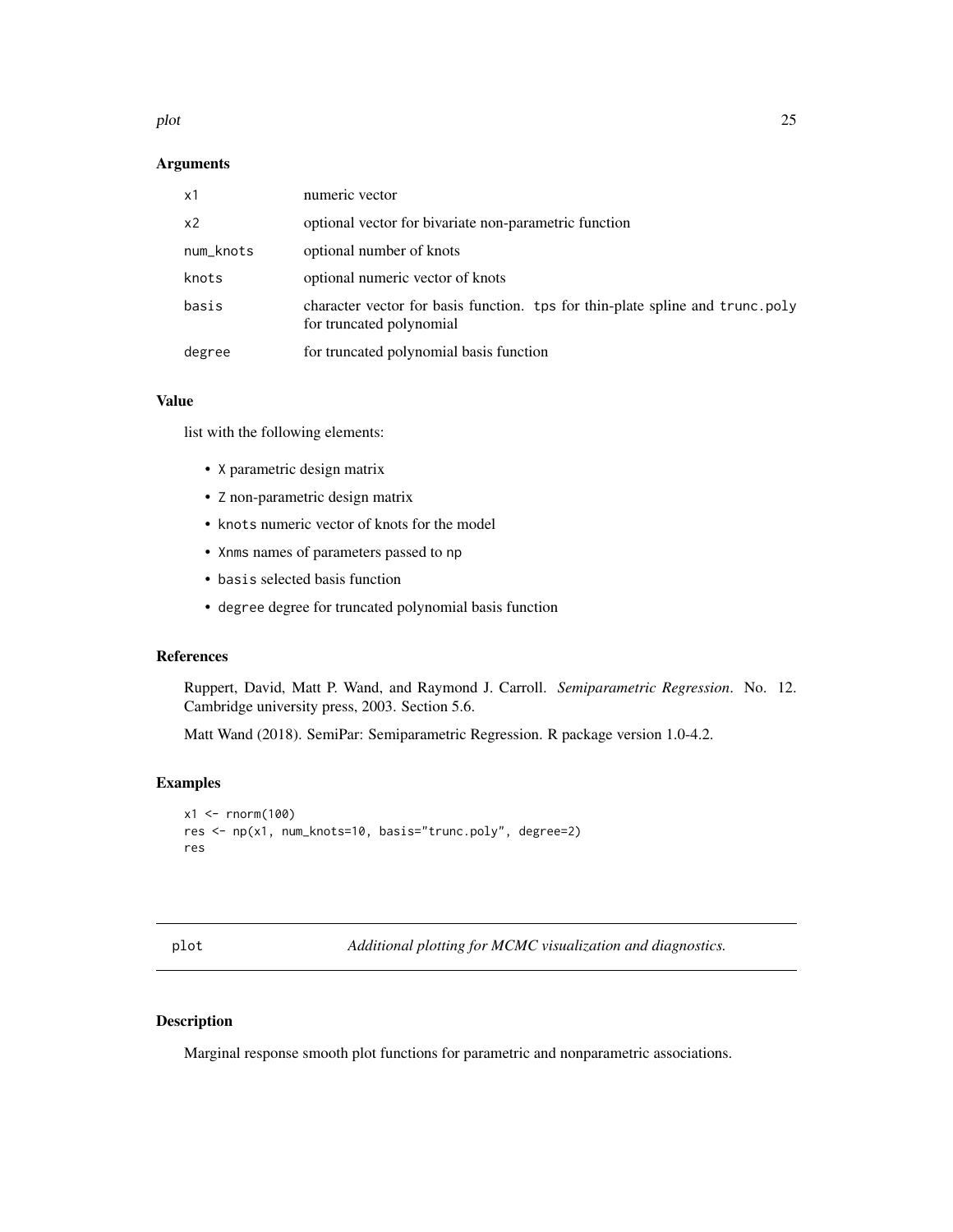## Arguments

| | |
|---|---|
| x1 | numeric vector |
| x2 | optional vector for bivariate non-parametric function |
| num_knots | optional number of knots |
| knots | optional numeric vector of knots |
| basis | character vector for basis function. tps for thin-plate spline and trunc.poly for truncated polynomial |
| degree | for truncated polynomial basis function |

## Value

list with the following elements:

- X parametric design matrix
- Z non-parametric design matrix
- knots numeric vector of knots for the model
- Xnms names of parameters passed to np
- basis selected basis function
- degree degree for truncated polynomial basis function

## References

Ruppert, David, Matt P. Wand, and Raymond J. Carroll. *Semiparametric Regression*. No. 12. Cambridge university press, 2003. Section 5.6.

Matt Wand (2018). SemiPar: Semiparametric Regression. R package version 1.0-4.2.

## Examples

```
x1 <- rnorm(100)
res <- np(x1, num_knots=10, basis="trunc.poly", degree=2)
res
```

---

# plot *Additional plotting for MCMC visualization and diagnostics.*

## Description

Marginal response smooth plot functions for parametric and nonparametric associations.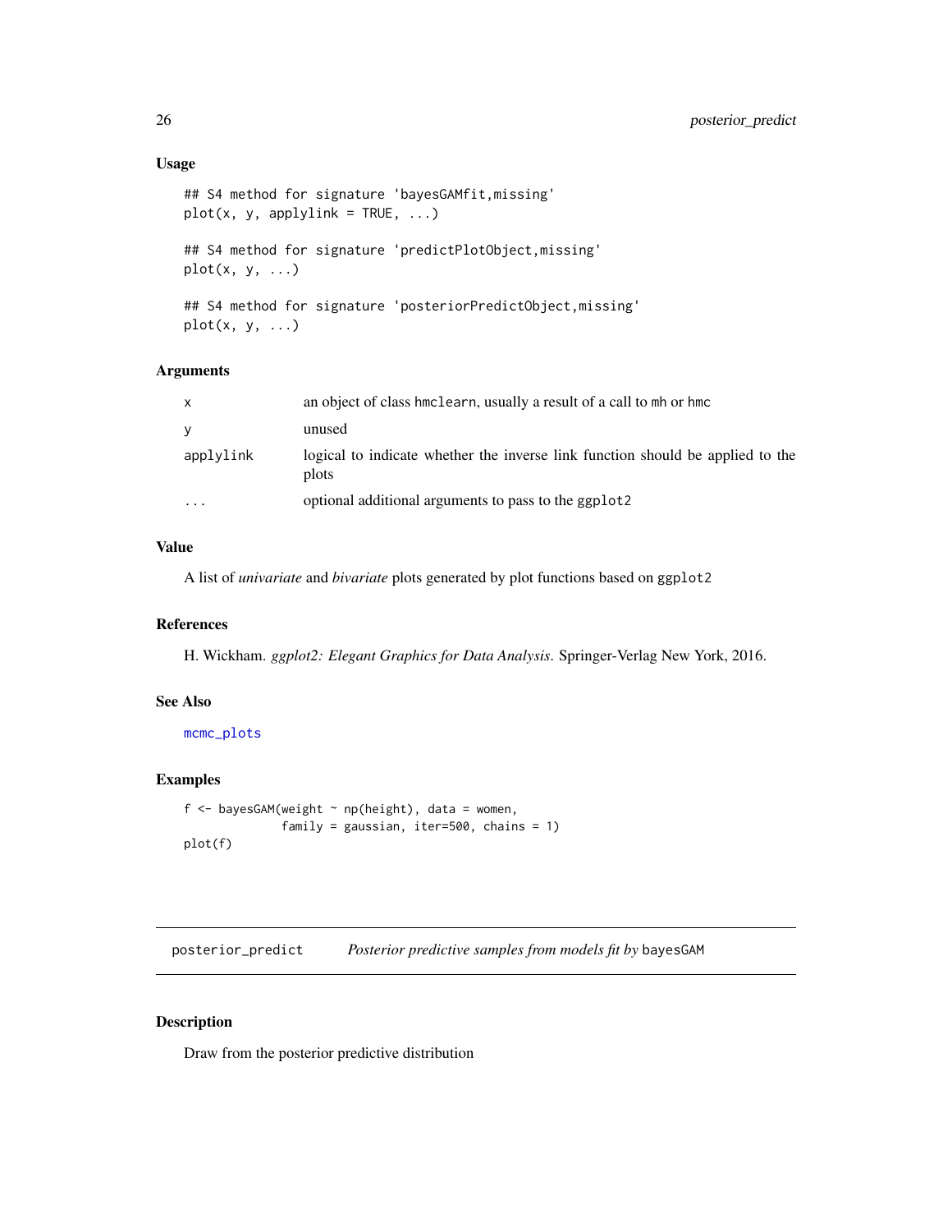### Usage

```
## S4 method for signature 'bayesGAMfit,missing'
plot(x, y, applylink = TRUE, ...)

## S4 method for signature 'predictPlotObject,missing'
plot(x, y, ...)

## S4 method for signature 'posteriorPredictObject,missing'
plot(x, y, ...)
```

### Arguments

| | |
|---|---|
| `x` | an object of class `hmclearn`, usually a result of a call to `mh` or `hmc` |
| `y` | unused |
| `applylink` | logical to indicate whether the inverse link function should be applied to the plots |
| `...` | optional additional arguments to pass to the `ggplot2` |

### Value

A list of *univariate* and *bivariate* plots generated by plot functions based on `ggplot2`

### References

H. Wickham. *ggplot2: Elegant Graphics for Data Analysis*. Springer-Verlag New York, 2016.

### See Also

`mcmc_plots`

### Examples

```
f <- bayesGAM(weight ~ np(height), data = women,
              family = gaussian, iter=500, chains = 1)
plot(f)
```

---

## posterior_predict — *Posterior predictive samples from models fit by* `bayesGAM`

### Description

Draw from the posterior predictive distribution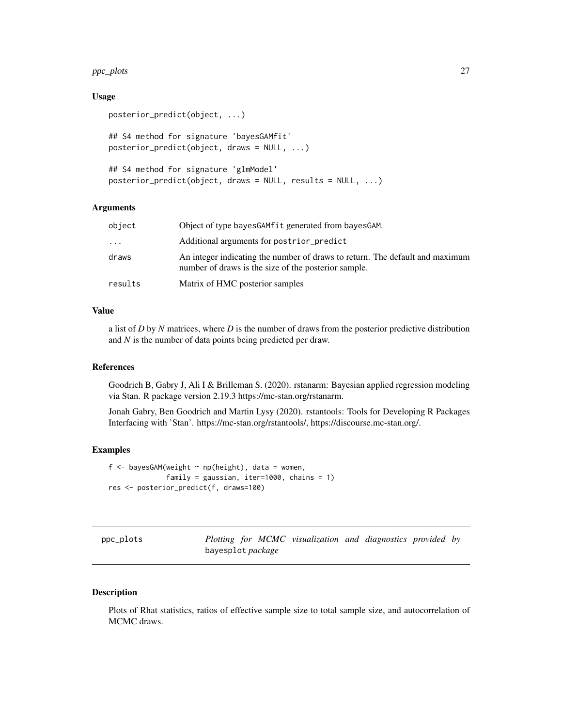### Usage

```
posterior_predict(object, ...)

## S4 method for signature 'bayesGAMfit'
posterior_predict(object, draws = NULL, ...)

## S4 method for signature 'glmModel'
posterior_predict(object, draws = NULL, results = NULL, ...)
```

### Arguments

| | |
|---|---|
| `object` | Object of type `bayesGAMfit` generated from `bayesGAM`. |
| `...` | Additional arguments for `postrior_predict` |
| `draws` | An integer indicating the number of draws to return. The default and maximum number of draws is the size of the posterior sample. |
| `results` | Matrix of HMC posterior samples |

### Value

a list of *D* by *N* matrices, where *D* is the number of draws from the posterior predictive distribution and *N* is the number of data points being predicted per draw.

### References

Goodrich B, Gabry J, Ali I & Brilleman S. (2020). rstanarm: Bayesian applied regression modeling via Stan. R package version 2.19.3 https://mc-stan.org/rstanarm.

Jonah Gabry, Ben Goodrich and Martin Lysy (2020). rstantools: Tools for Developing R Packages Interfacing with 'Stan'. https://mc-stan.org/rstantools/, https://discourse.mc-stan.org/.

### Examples

```
f <- bayesGAM(weight ~ np(height), data = women,
              family = gaussian, iter=1000, chains = 1)
res <- posterior_predict(f, draws=100)
```

---

## ppc_plots — *Plotting for MCMC visualization and diagnostics provided by* `bayesplot` *package*

---

### Description

Plots of Rhat statistics, ratios of effective sample size to total sample size, and autocorrelation of MCMC draws.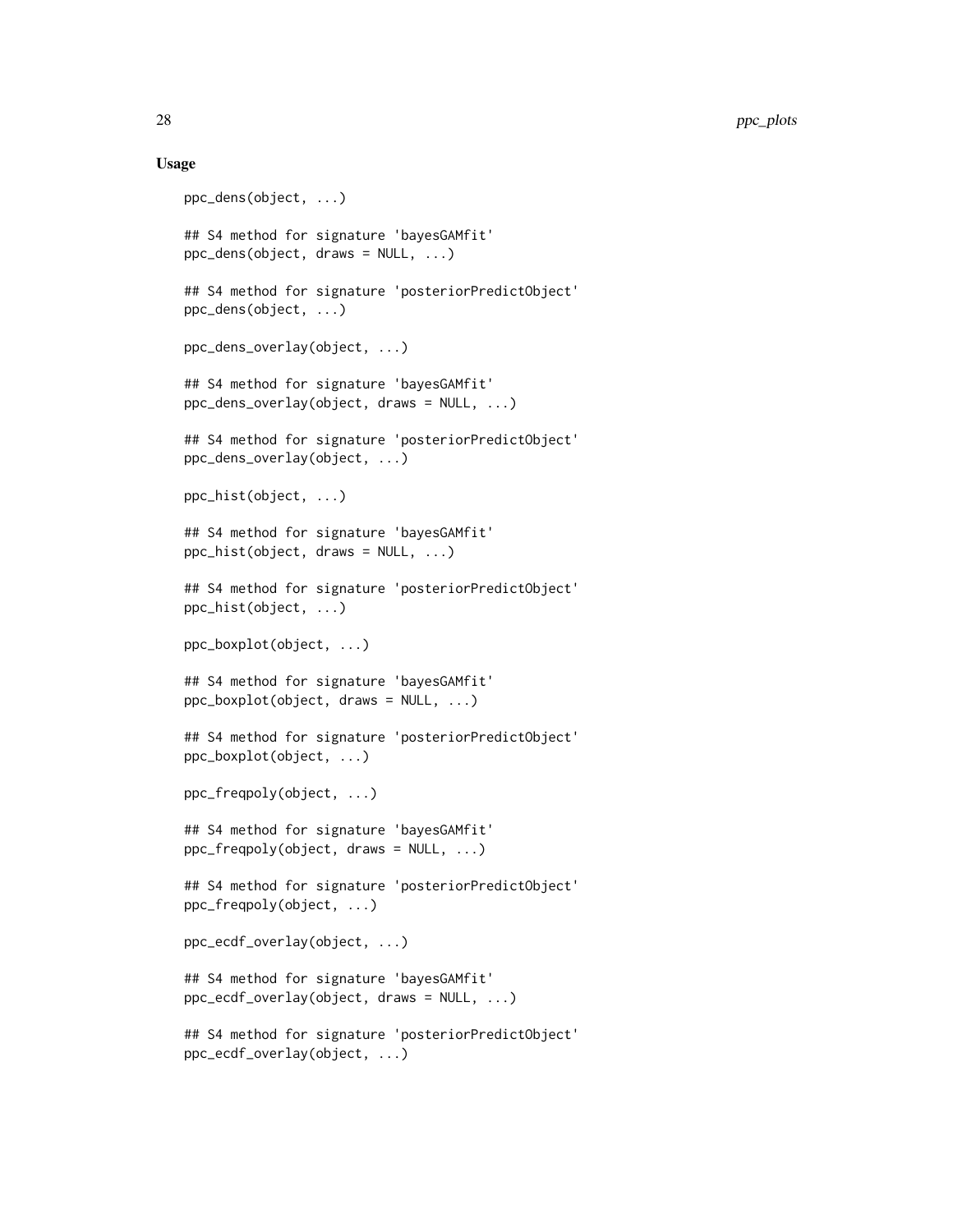### Usage

```
ppc_dens(object, ...)

## S4 method for signature 'bayesGAMfit'
ppc_dens(object, draws = NULL, ...)

## S4 method for signature 'posteriorPredictObject'
ppc_dens(object, ...)

ppc_dens_overlay(object, ...)

## S4 method for signature 'bayesGAMfit'
ppc_dens_overlay(object, draws = NULL, ...)

## S4 method for signature 'posteriorPredictObject'
ppc_dens_overlay(object, ...)

ppc_hist(object, ...)

## S4 method for signature 'bayesGAMfit'
ppc_hist(object, draws = NULL, ...)

## S4 method for signature 'posteriorPredictObject'
ppc_hist(object, ...)

ppc_boxplot(object, ...)

## S4 method for signature 'bayesGAMfit'
ppc_boxplot(object, draws = NULL, ...)

## S4 method for signature 'posteriorPredictObject'
ppc_boxplot(object, ...)

ppc_freqpoly(object, ...)

## S4 method for signature 'bayesGAMfit'
ppc_freqpoly(object, draws = NULL, ...)

## S4 method for signature 'posteriorPredictObject'
ppc_freqpoly(object, ...)

ppc_ecdf_overlay(object, ...)

## S4 method for signature 'bayesGAMfit'
ppc_ecdf_overlay(object, draws = NULL, ...)

## S4 method for signature 'posteriorPredictObject'
ppc_ecdf_overlay(object, ...)
```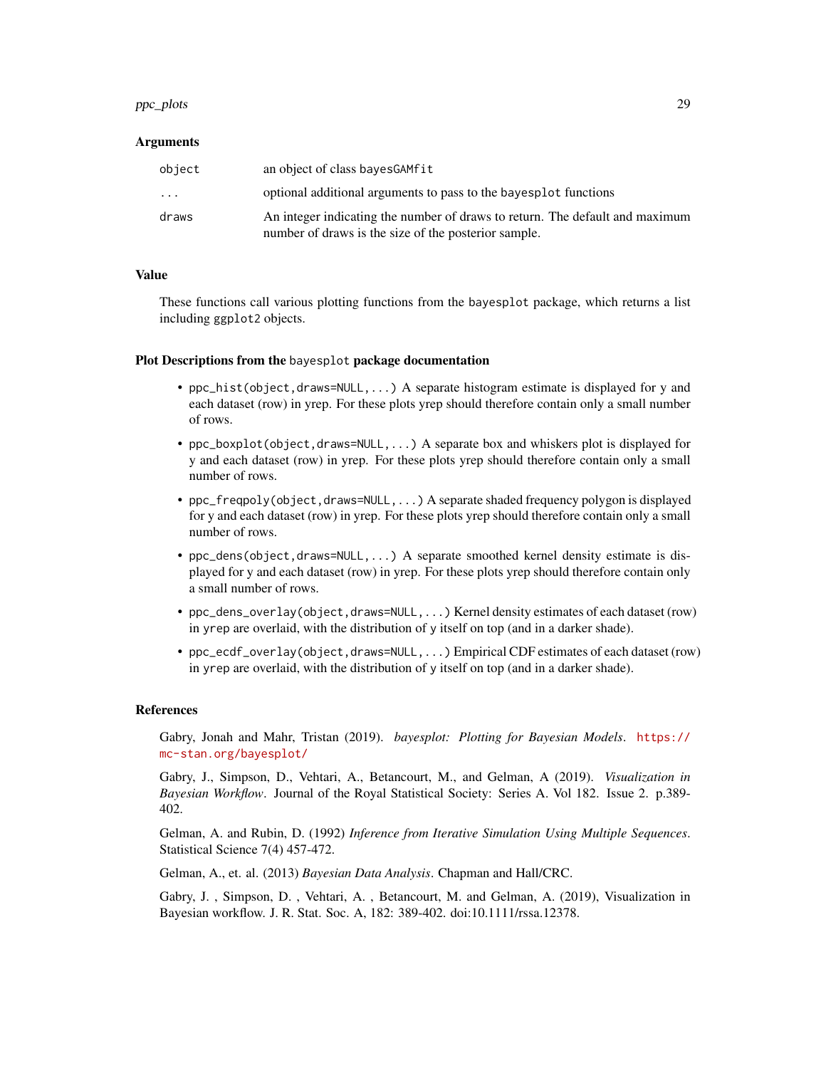### Arguments

| | |
|---|---|
| `object` | an object of class `bayesGAMfit` |
| `...` | optional additional arguments to pass to the `bayesplot` functions |
| `draws` | An integer indicating the number of draws to return. The default and maximum number of draws is the size of the posterior sample. |

### Value

These functions call various plotting functions from the `bayesplot` package, which returns a list including `ggplot2` objects.

### Plot Descriptions from the `bayesplot` package documentation

- `ppc_hist(object,draws=NULL,...)` A separate histogram estimate is displayed for y and each dataset (row) in yrep. For these plots yrep should therefore contain only a small number of rows.
- `ppc_boxplot(object,draws=NULL,...)` A separate box and whiskers plot is displayed for y and each dataset (row) in yrep. For these plots yrep should therefore contain only a small number of rows.
- `ppc_freqpoly(object,draws=NULL,...)` A separate shaded frequency polygon is displayed for y and each dataset (row) in yrep. For these plots yrep should therefore contain only a small number of rows.
- `ppc_dens(object,draws=NULL,...)` A separate smoothed kernel density estimate is displayed for y and each dataset (row) in yrep. For these plots yrep should therefore contain only a small number of rows.
- `ppc_dens_overlay(object,draws=NULL,...)` Kernel density estimates of each dataset (row) in `yrep` are overlaid, with the distribution of `y` itself on top (and in a darker shade).
- `ppc_ecdf_overlay(object,draws=NULL,...)` Empirical CDF estimates of each dataset (row) in `yrep` are overlaid, with the distribution of `y` itself on top (and in a darker shade).

### References

Gabry, Jonah and Mahr, Tristan (2019). *bayesplot: Plotting for Bayesian Models*. https://mc-stan.org/bayesplot/

Gabry, J., Simpson, D., Vehtari, A., Betancourt, M., and Gelman, A (2019). *Visualization in Bayesian Workflow*. Journal of the Royal Statistical Society: Series A. Vol 182. Issue 2. p.389-402.

Gelman, A. and Rubin, D. (1992) *Inference from Iterative Simulation Using Multiple Sequences*. Statistical Science 7(4) 457-472.

Gelman, A., et. al. (2013) *Bayesian Data Analysis*. Chapman and Hall/CRC.

Gabry, J. , Simpson, D. , Vehtari, A. , Betancourt, M. and Gelman, A. (2019), Visualization in Bayesian workflow. J. R. Stat. Soc. A, 182: 389-402. doi:10.1111/rssa.12378.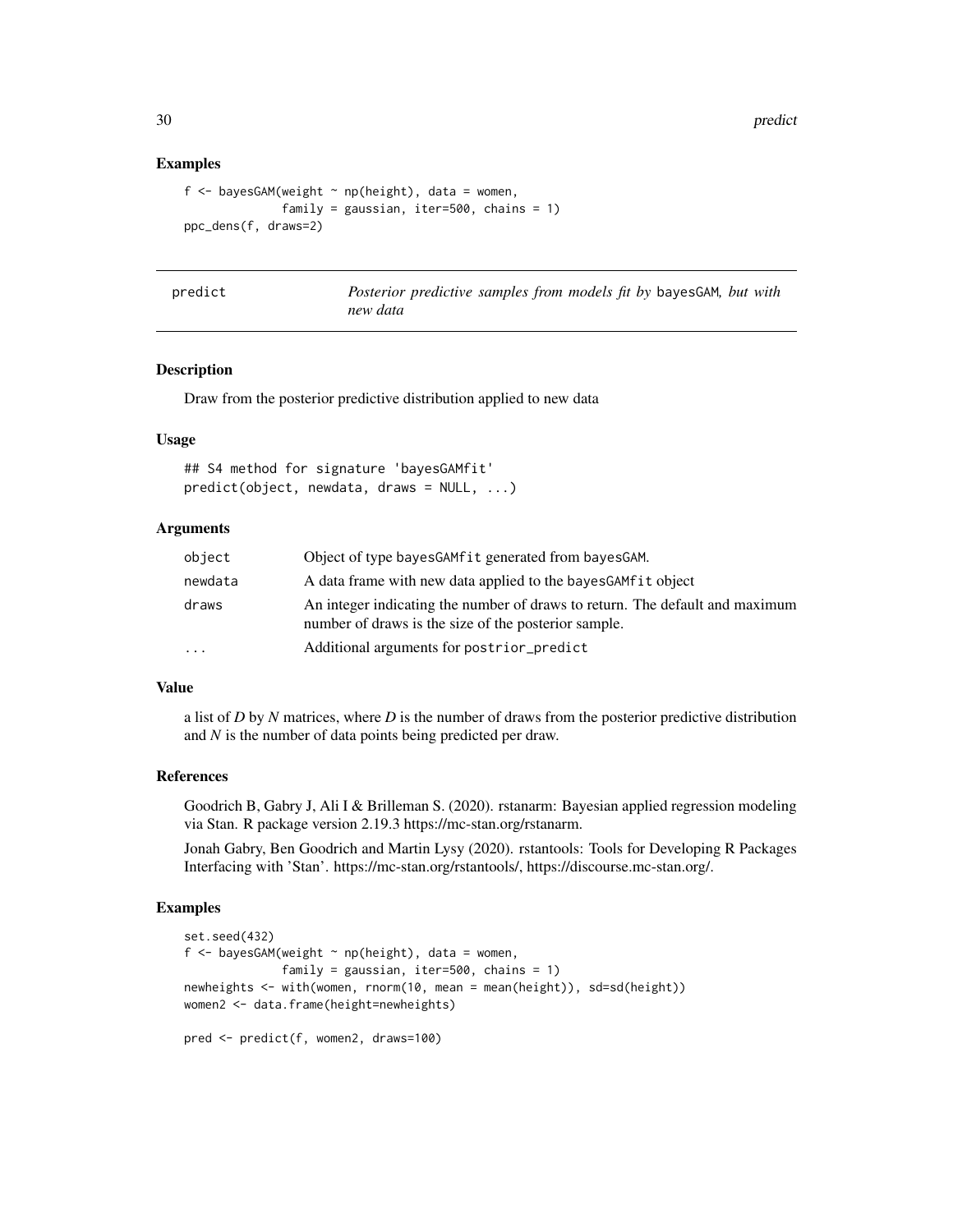## Examples

```
f <- bayesGAM(weight ~ np(height), data = women,
              family = gaussian, iter=500, chains = 1)
ppc_dens(f, draws=2)
```

---

| predict | *Posterior predictive samples from models fit by* bayesGAM*, but with new data* |
|---|---|

## Description

Draw from the posterior predictive distribution applied to new data

## Usage

```
## S4 method for signature 'bayesGAMfit'
predict(object, newdata, draws = NULL, ...)
```

## Arguments

| | |
|---|---|
| `object` | Object of type `bayesGAMfit` generated from `bayesGAM`. |
| `newdata` | A data frame with new data applied to the `bayesGAMfit` object |
| `draws` | An integer indicating the number of draws to return. The default and maximum number of draws is the size of the posterior sample. |
| `...` | Additional arguments for `postrior_predict` |

## Value

a list of $D$ by $N$ matrices, where $D$ is the number of draws from the posterior predictive distribution and $N$ is the number of data points being predicted per draw.

## References

Goodrich B, Gabry J, Ali I & Brilleman S. (2020). rstanarm: Bayesian applied regression modeling via Stan. R package version 2.19.3 https://mc-stan.org/rstanarm.

Jonah Gabry, Ben Goodrich and Martin Lysy (2020). rstantools: Tools for Developing R Packages Interfacing with 'Stan'. https://mc-stan.org/rstantools/, https://discourse.mc-stan.org/.

## Examples

```
set.seed(432)
f <- bayesGAM(weight ~ np(height), data = women,
              family = gaussian, iter=500, chains = 1)
newheights <- with(women, rnorm(10, mean = mean(height)), sd=sd(height))
women2 <- data.frame(height=newheights)

pred <- predict(f, women2, draws=100)
```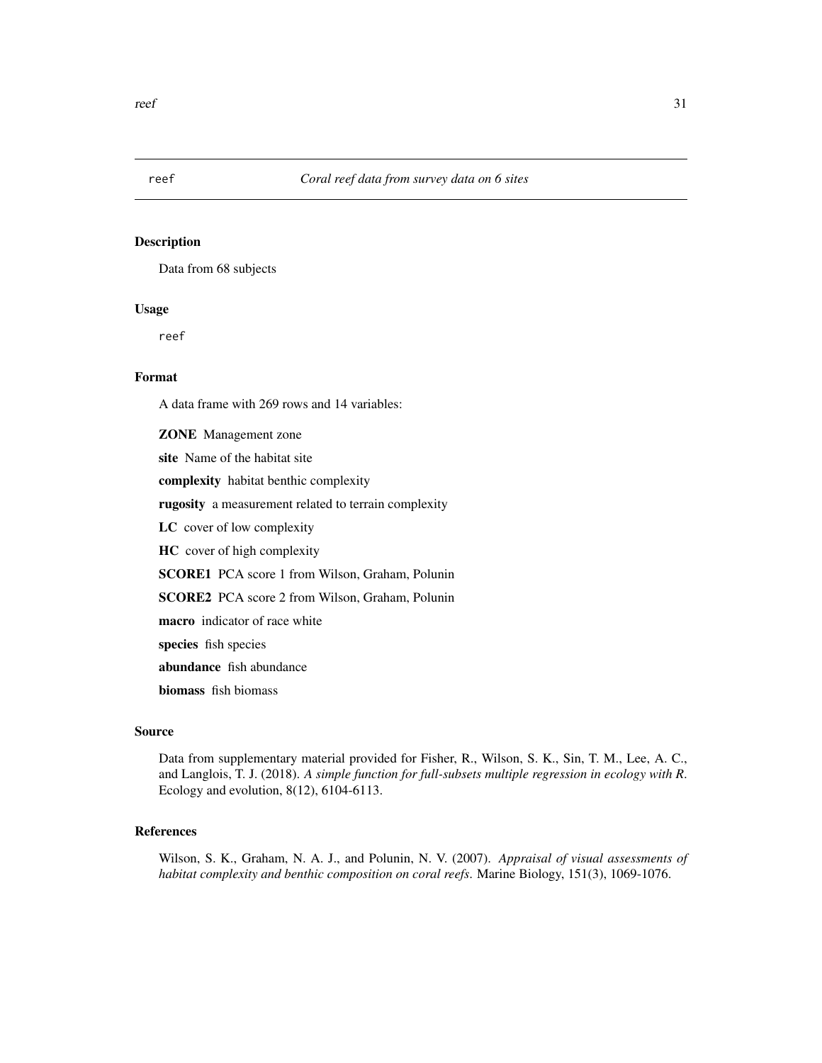`reef` *Coral reef data from survey data on 6 sites*

## Description

Data from 68 subjects

## Usage

```
reef
```

## Format

A data frame with 269 rows and 14 variables:

**ZONE** Management zone

**site** Name of the habitat site

**complexity** habitat benthic complexity

**rugosity** a measurement related to terrain complexity

**LC** cover of low complexity

**HC** cover of high complexity

**SCORE1** PCA score 1 from Wilson, Graham, Polunin

**SCORE2** PCA score 2 from Wilson, Graham, Polunin

**macro** indicator of race white

**species** fish species

**abundance** fish abundance

**biomass** fish biomass

## Source

Data from supplementary material provided for Fisher, R., Wilson, S. K., Sin, T. M., Lee, A. C., and Langlois, T. J. (2018). *A simple function for full-subsets multiple regression in ecology with R*. Ecology and evolution, 8(12), 6104-6113.

## References

Wilson, S. K., Graham, N. A. J., and Polunin, N. V. (2007). *Appraisal of visual assessments of habitat complexity and benthic composition on coral reefs*. Marine Biology, 151(3), 1069-1076.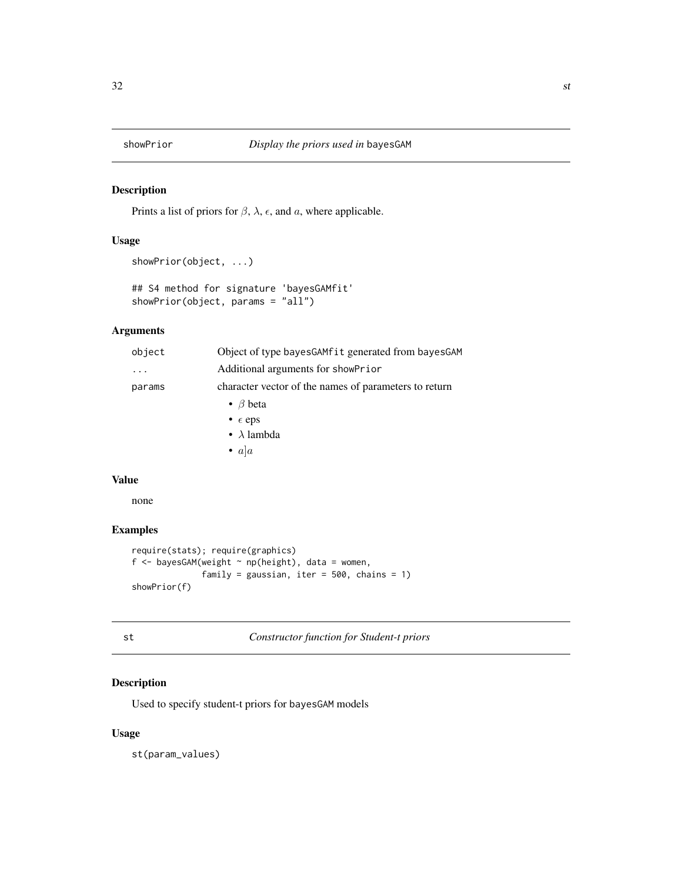## showPrior *Display the priors used in* bayesGAM

### Description

Prints a list of priors for $\beta$, $\lambda$, $\epsilon$, and $a$, where applicable.

### Usage

```
showPrior(object, ...)

## S4 method for signature 'bayesGAMfit'
showPrior(object, params = "all")
```

### Arguments

| | |
|---|---|
| object | Object of type bayesGAMfit generated from bayesGAM |
| ... | Additional arguments for showPrior |
| params | character vector of the names of parameters to return<br>• $\beta$ beta<br>• $\epsilon$ eps<br>• $\lambda$ lambda<br>• $a]a$ |

### Value

none

### Examples

```
require(stats); require(graphics)
f <- bayesGAM(weight ~ np(height), data = women,
              family = gaussian, iter = 500, chains = 1)
showPrior(f)
```

## st *Constructor function for Student-t priors*

### Description

Used to specify student-t priors for bayesGAM models

### Usage

```
st(param_values)
```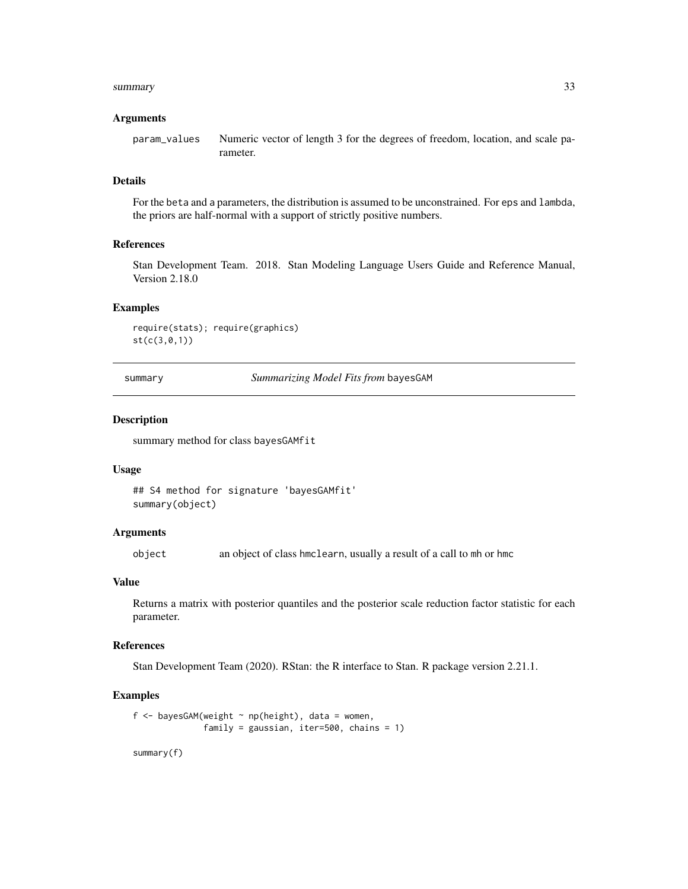### Arguments

param_values Numeric vector of length 3 for the degrees of freedom, location, and scale parameter.

### Details

For the beta and a parameters, the distribution is assumed to be unconstrained. For eps and lambda, the priors are half-normal with a support of strictly positive numbers.

### References

Stan Development Team. 2018. Stan Modeling Language Users Guide and Reference Manual, Version 2.18.0

### Examples

```
require(stats); require(graphics)
st(c(3,0,1))
```

---

## summary *Summarizing Model Fits from* bayesGAM

### Description

summary method for class bayesGAMfit

### Usage

```
## S4 method for signature 'bayesGAMfit'
summary(object)
```

### Arguments

object an object of class hmclearn, usually a result of a call to mh or hmc

### Value

Returns a matrix with posterior quantiles and the posterior scale reduction factor statistic for each parameter.

### References

Stan Development Team (2020). RStan: the R interface to Stan. R package version 2.21.1.

### Examples

```
f <- bayesGAM(weight ~ np(height), data = women,
              family = gaussian, iter=500, chains = 1)

summary(f)
```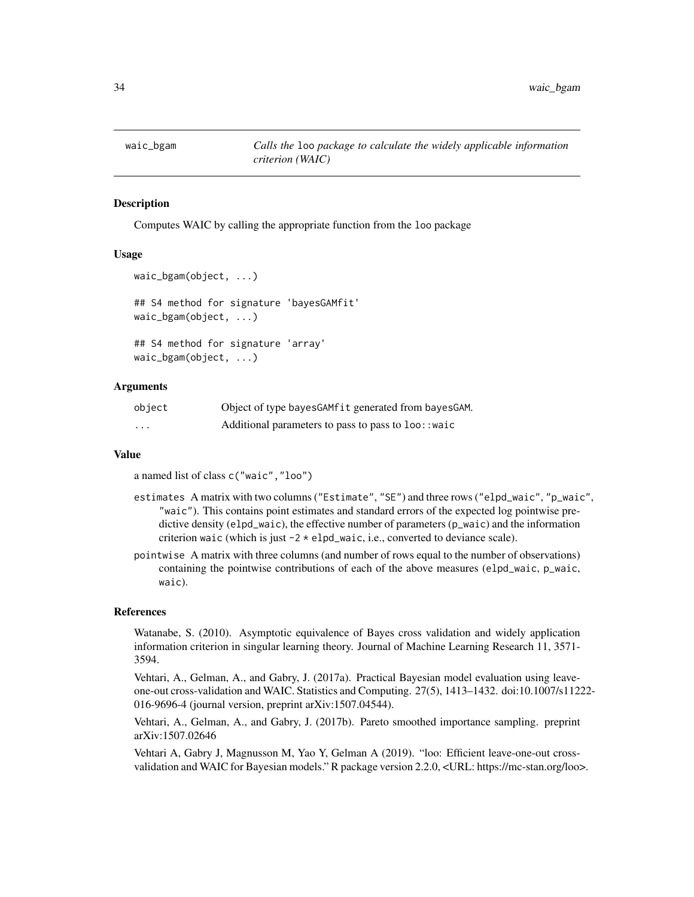waic_bgam    *Calls the* loo *package to calculate the widely applicable information criterion (WAIC)*

## Description

Computes WAIC by calling the appropriate function from the loo package

## Usage

```
waic_bgam(object, ...)

## S4 method for signature 'bayesGAMfit'
waic_bgam(object, ...)

## S4 method for signature 'array'
waic_bgam(object, ...)
```

## Arguments

| | |
|---|---|
| object | Object of type bayesGAMfit generated from bayesGAM. |
| ... | Additional parameters to pass to pass to loo::waic |

## Value

a named list of class c("waic","loo")

- estimates A matrix with two columns ("Estimate", "SE") and three rows ("elpd_waic", "p_waic", "waic"). This contains point estimates and standard errors of the expected log pointwise predictive density (elpd_waic), the effective number of parameters (p_waic) and the information criterion waic (which is just -2 * elpd_waic, i.e., converted to deviance scale).
- pointwise A matrix with three columns (and number of rows equal to the number of observations) containing the pointwise contributions of each of the above measures (elpd_waic, p_waic, waic).

## References

Watanabe, S. (2010). Asymptotic equivalence of Bayes cross validation and widely application information criterion in singular learning theory. Journal of Machine Learning Research 11, 3571-3594.

Vehtari, A., Gelman, A., and Gabry, J. (2017a). Practical Bayesian model evaluation using leave-one-out cross-validation and WAIC. Statistics and Computing. 27(5), 1413–1432. doi:10.1007/s11222-016-9696-4 (journal version, preprint arXiv:1507.04544).

Vehtari, A., Gelman, A., and Gabry, J. (2017b). Pareto smoothed importance sampling. preprint arXiv:1507.02646

Vehtari A, Gabry J, Magnusson M, Yao Y, Gelman A (2019). "loo: Efficient leave-one-out cross-validation and WAIC for Bayesian models." R package version 2.2.0, <URL: https://mc-stan.org/loo>.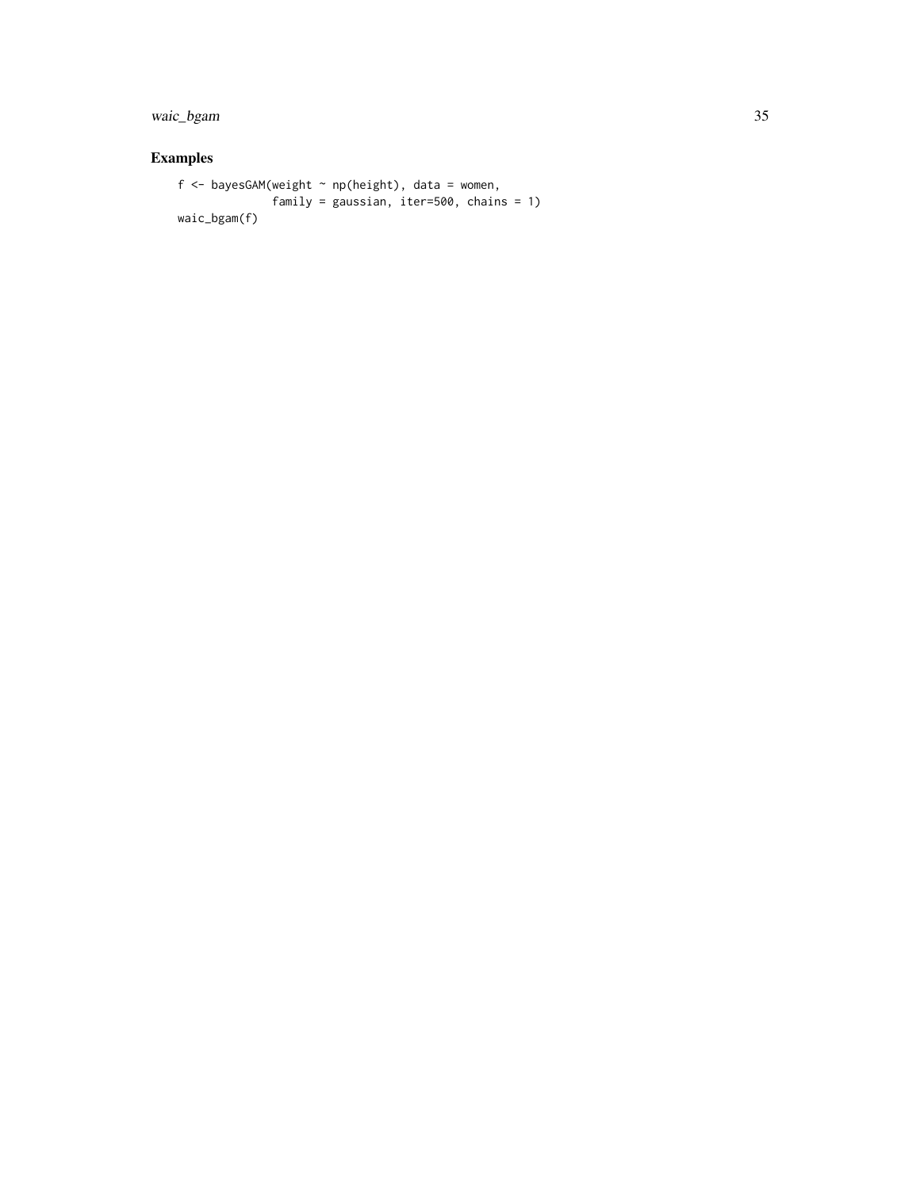## Examples

```
f <- bayesGAM(weight ~ np(height), data = women,
              family = gaussian, iter=500, chains = 1)
waic_bgam(f)
```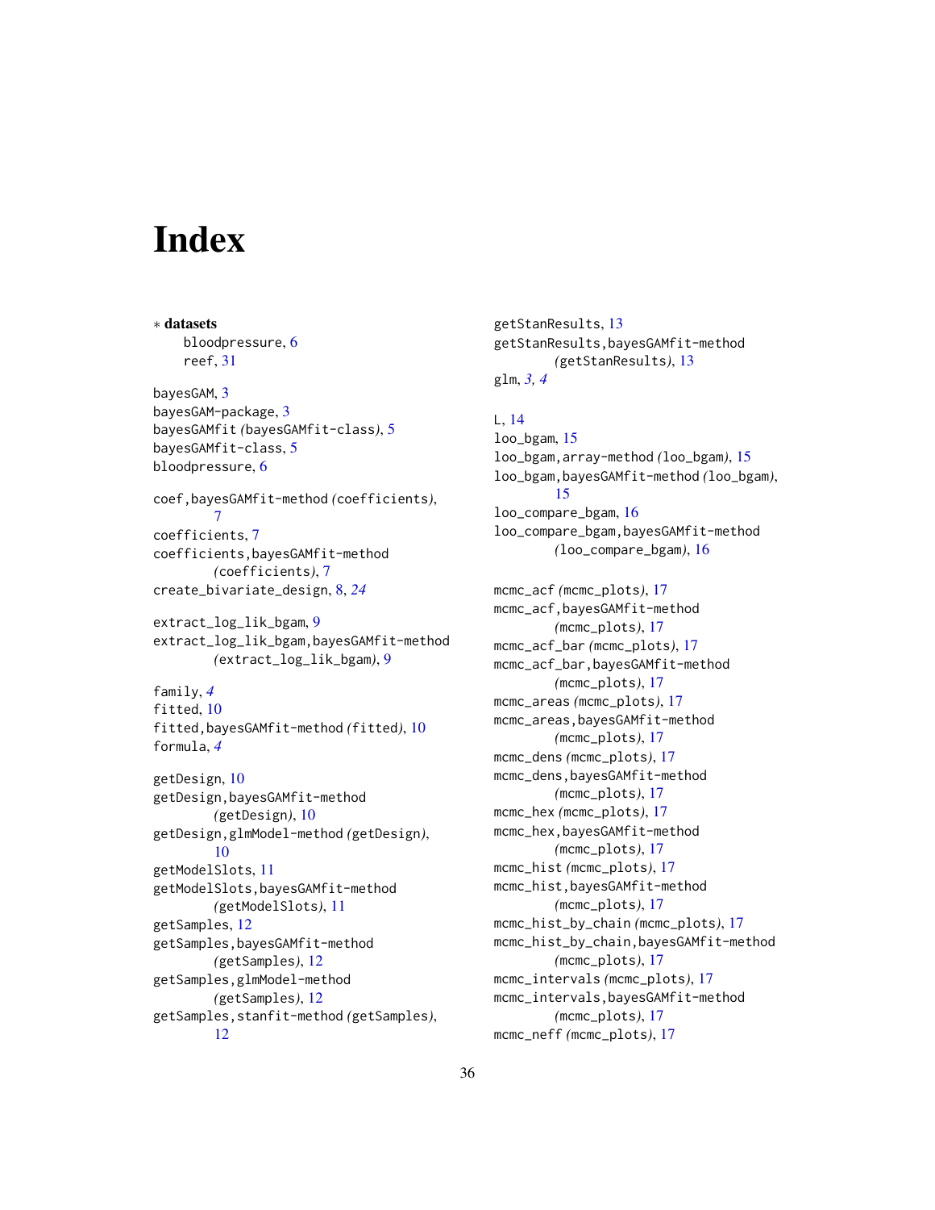# Index

∗ **datasets**
  bloodpressure, 6
  reef, 31

bayesGAM, 3
bayesGAM-package, 3
bayesGAMfit *(*bayesGAMfit-class*)*, 5
bayesGAMfit-class, 5
bloodpressure, 6

coef,bayesGAMfit-method *(*coefficients*)*, 7
coefficients, 7
coefficients,bayesGAMfit-method *(*coefficients*)*, 7
create_bivariate_design, 8, *24*

extract_log_lik_bgam, 9
extract_log_lik_bgam,bayesGAMfit-method *(*extract_log_lik_bgam*)*, 9

family, *4*
fitted, 10
fitted,bayesGAMfit-method *(*fitted*)*, 10
formula, *4*

getDesign, 10
getDesign,bayesGAMfit-method *(*getDesign*)*, 10
getDesign,glmModel-method *(*getDesign*)*, 10
getModelSlots, 11
getModelSlots,bayesGAMfit-method *(*getModelSlots*)*, 11
getSamples, 12
getSamples,bayesGAMfit-method *(*getSamples*)*, 12
getSamples,glmModel-method *(*getSamples*)*, 12
getSamples,stanfit-method *(*getSamples*)*, 12
getStanResults, 13
getStanResults,bayesGAMfit-method *(*getStanResults*)*, 13
glm, *3, 4*

L, 14
loo_bgam, 15
loo_bgam,array-method *(*loo_bgam*)*, 15
loo_bgam,bayesGAMfit-method *(*loo_bgam*)*, 15
loo_compare_bgam, 16
loo_compare_bgam,bayesGAMfit-method *(*loo_compare_bgam*)*, 16

mcmc_acf *(*mcmc_plots*)*, 17
mcmc_acf,bayesGAMfit-method *(*mcmc_plots*)*, 17
mcmc_acf_bar *(*mcmc_plots*)*, 17
mcmc_acf_bar,bayesGAMfit-method *(*mcmc_plots*)*, 17
mcmc_areas *(*mcmc_plots*)*, 17
mcmc_areas,bayesGAMfit-method *(*mcmc_plots*)*, 17
mcmc_dens *(*mcmc_plots*)*, 17
mcmc_dens,bayesGAMfit-method *(*mcmc_plots*)*, 17
mcmc_hex *(*mcmc_plots*)*, 17
mcmc_hex,bayesGAMfit-method *(*mcmc_plots*)*, 17
mcmc_hist *(*mcmc_plots*)*, 17
mcmc_hist,bayesGAMfit-method *(*mcmc_plots*)*, 17
mcmc_hist_by_chain *(*mcmc_plots*)*, 17
mcmc_hist_by_chain,bayesGAMfit-method *(*mcmc_plots*)*, 17
mcmc_intervals *(*mcmc_plots*)*, 17
mcmc_intervals,bayesGAMfit-method *(*mcmc_plots*)*, 17
mcmc_neff *(*mcmc_plots*)*, 17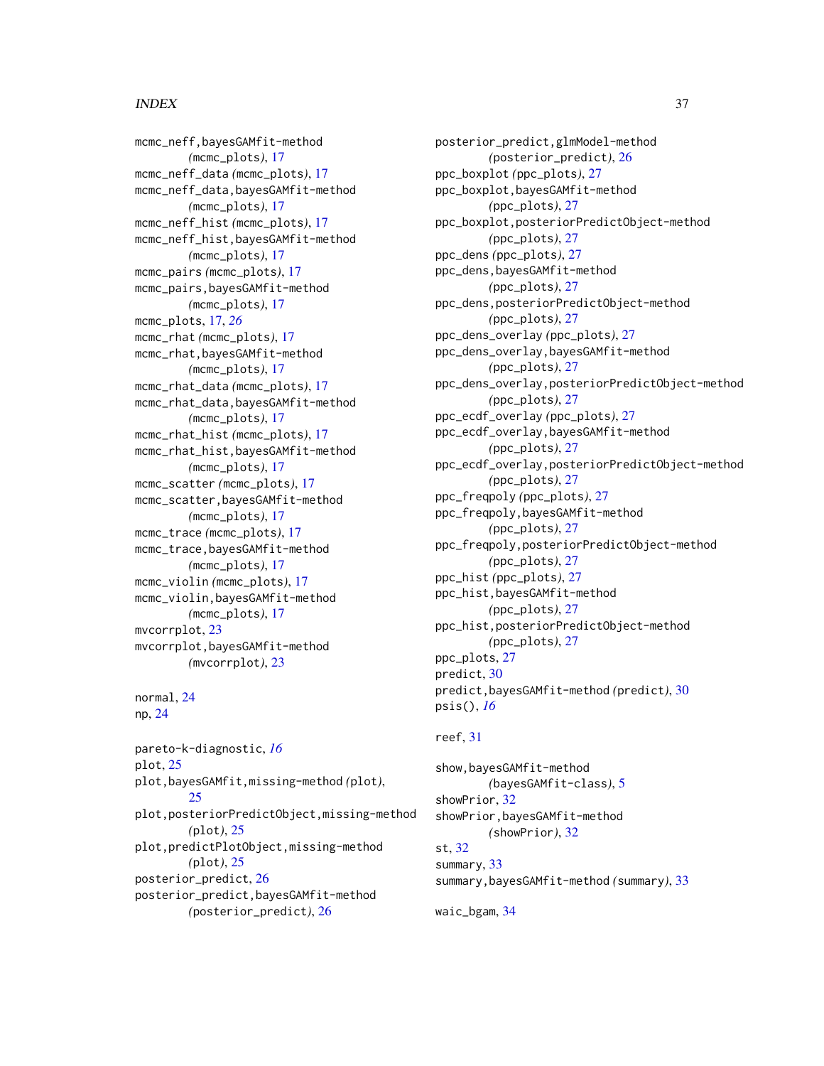mcmc_neff,bayesGAMfit-method
  *(mcmc_plots)*, 17
mcmc_neff_data *(mcmc_plots)*, 17
mcmc_neff_data,bayesGAMfit-method
  *(mcmc_plots)*, 17
mcmc_neff_hist *(mcmc_plots)*, 17
mcmc_neff_hist,bayesGAMfit-method
  *(mcmc_plots)*, 17
mcmc_pairs *(mcmc_plots)*, 17
mcmc_pairs,bayesGAMfit-method
  *(mcmc_plots)*, 17
mcmc_plots, 17, *26*
mcmc_rhat *(mcmc_plots)*, 17
mcmc_rhat,bayesGAMfit-method
  *(mcmc_plots)*, 17
mcmc_rhat_data *(mcmc_plots)*, 17
mcmc_rhat_data,bayesGAMfit-method
  *(mcmc_plots)*, 17
mcmc_rhat_hist *(mcmc_plots)*, 17
mcmc_rhat_hist,bayesGAMfit-method
  *(mcmc_plots)*, 17
mcmc_scatter *(mcmc_plots)*, 17
mcmc_scatter,bayesGAMfit-method
  *(mcmc_plots)*, 17
mcmc_trace *(mcmc_plots)*, 17
mcmc_trace,bayesGAMfit-method
  *(mcmc_plots)*, 17
mcmc_violin *(mcmc_plots)*, 17
mcmc_violin,bayesGAMfit-method
  *(mcmc_plots)*, 17
mvcorrplot, 23
mvcorrplot,bayesGAMfit-method
  *(mvcorrplot)*, 23

normal, 24
np, 24

pareto-k-diagnostic, *16*
plot, 25
plot,bayesGAMfit,missing-method *(plot)*,
  25
plot,posteriorPredictObject,missing-method
  *(plot)*, 25
plot,predictPlotObject,missing-method
  *(plot)*, 25
posterior_predict, 26
posterior_predict,bayesGAMfit-method
  *(posterior_predict)*, 26
posterior_predict,glmModel-method
  *(posterior_predict)*, 26
ppc_boxplot *(ppc_plots)*, 27
ppc_boxplot,bayesGAMfit-method
  *(ppc_plots)*, 27
ppc_boxplot,posteriorPredictObject-method
  *(ppc_plots)*, 27
ppc_dens *(ppc_plots)*, 27
ppc_dens,bayesGAMfit-method
  *(ppc_plots)*, 27
ppc_dens,posteriorPredictObject-method
  *(ppc_plots)*, 27
ppc_dens_overlay *(ppc_plots)*, 27
ppc_dens_overlay,bayesGAMfit-method
  *(ppc_plots)*, 27
ppc_dens_overlay,posteriorPredictObject-method
  *(ppc_plots)*, 27
ppc_ecdf_overlay *(ppc_plots)*, 27
ppc_ecdf_overlay,bayesGAMfit-method
  *(ppc_plots)*, 27
ppc_ecdf_overlay,posteriorPredictObject-method
  *(ppc_plots)*, 27
ppc_freqpoly *(ppc_plots)*, 27
ppc_freqpoly,bayesGAMfit-method
  *(ppc_plots)*, 27
ppc_freqpoly,posteriorPredictObject-method
  *(ppc_plots)*, 27
ppc_hist *(ppc_plots)*, 27
ppc_hist,bayesGAMfit-method
  *(ppc_plots)*, 27
ppc_hist,posteriorPredictObject-method
  *(ppc_plots)*, 27
ppc_plots, 27
predict, 30
predict,bayesGAMfit-method *(predict)*, 30
psis(), *16*

reef, 31

show,bayesGAMfit-method
  *(bayesGAMfit-class)*, 5
showPrior, 32
showPrior,bayesGAMfit-method
  *(showPrior)*, 32
st, 32
summary, 33
summary,bayesGAMfit-method *(summary)*, 33

waic_bgam, 34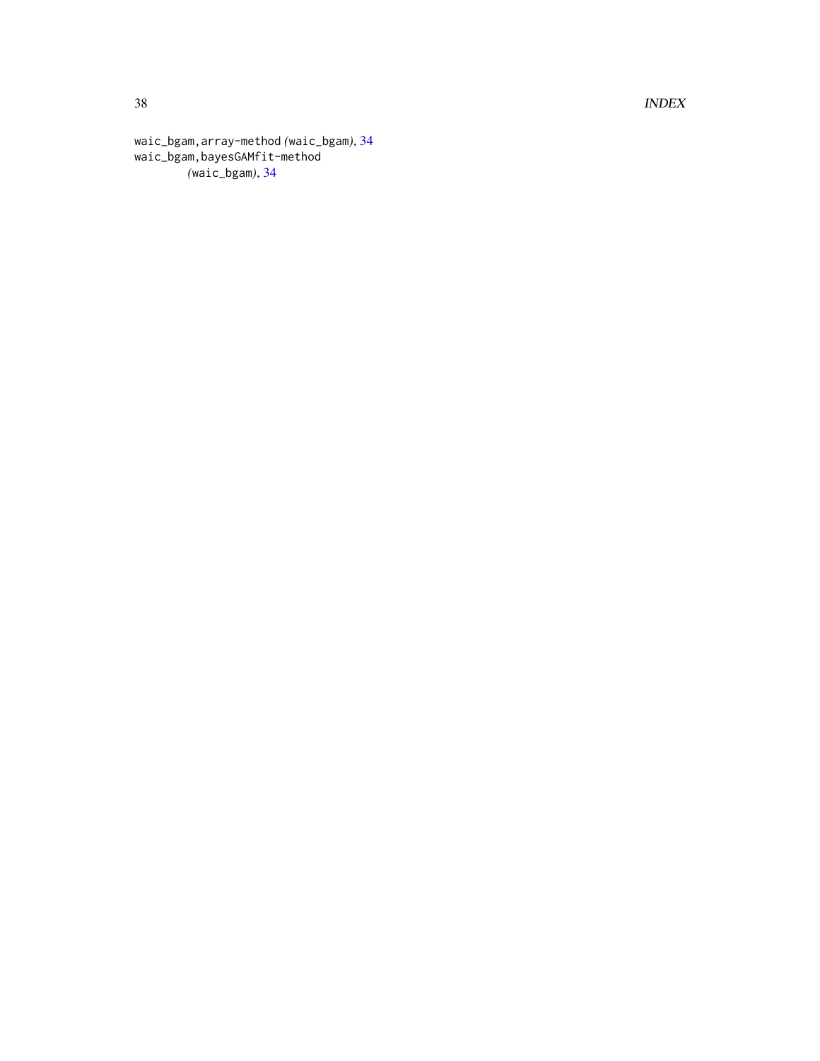waic_bgam,array-method (waic_bgam), 34
waic_bgam,bayesGAMfit-method
(waic_bgam), 34